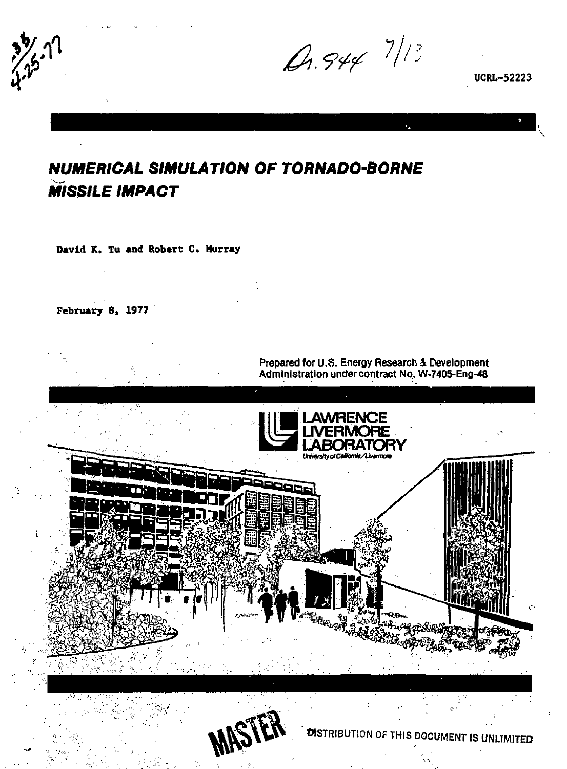UCRL-52223

# NUMERICAL SIMULATION OF TORNADO-BORNE MISSILE IMPACT

David K. Tu and Robert C. Murray

February 8, 1977

Prepared for U.S. Energy Research & Development Administration under contract No. W-7405-Eng-48

LAWRENCE LIVERMORE LABORATORY
University of California/Livermore

MASTER

DISTRIBUTION OF THIS DOCUMENT IS UNLIMITED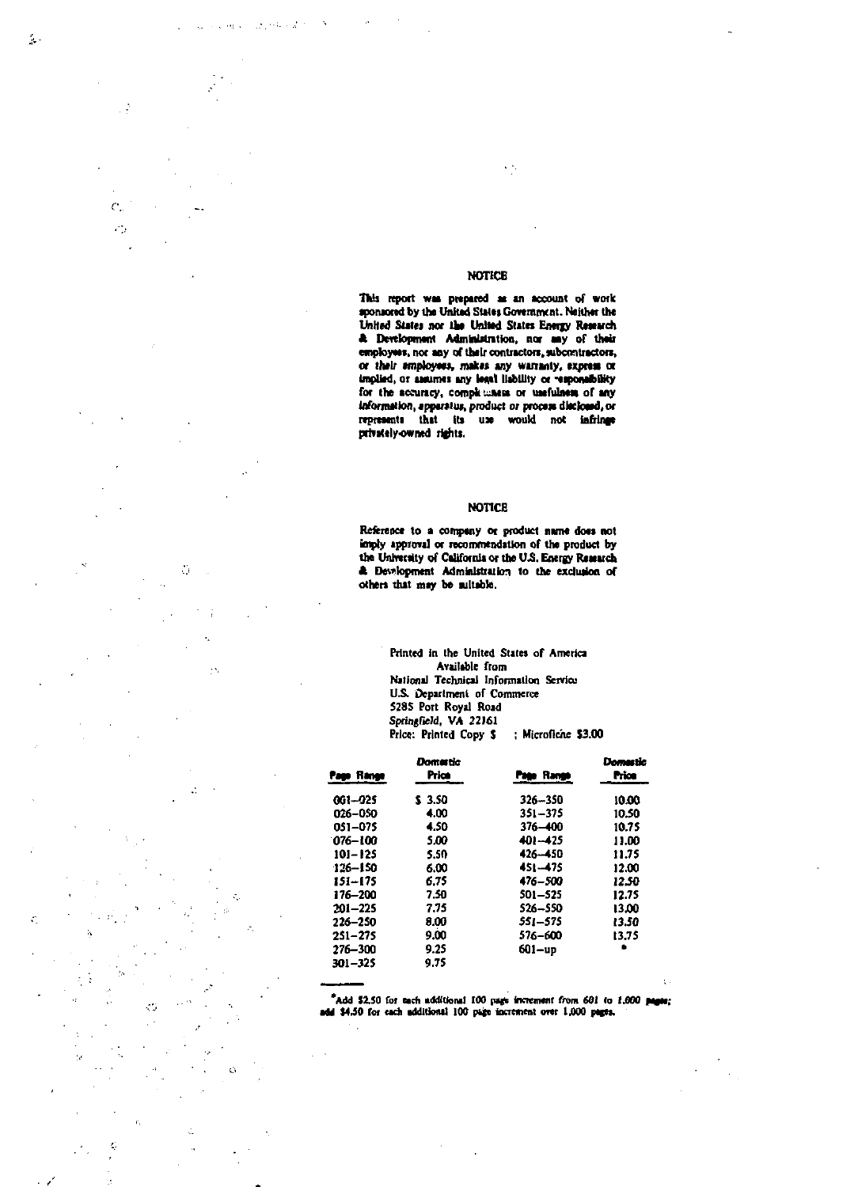## NOTICE

This report was prepared as an account of work sponsored by the United States Government. Neither the United States nor the United States Energy Research & Development Administration, nor any of their employees, nor any of their contractors, subcontractors, or their employees, makes any warranty, express or implied, or assumes any legal liability or responsibility for the accuracy, completeness or usefulness of any information, apparatus, product or process disclosed, or represents that its use would not infringe privately-owned rights.

## NOTICE

Reference to a company or product name does not imply approval or recommendation of the product by the University of California or the U.S. Energy Research & Development Administration to the exclusion of others that may be suitable.

Printed in the United States of America
Available from
National Technical Information Service
U.S. Department of Commerce
5285 Port Royal Road
Springfield, VA 22161
Price: Printed Copy $ ; Microfiche $3.00

| Page Range | Domestic Price | Page Range | Domestic Price |
|---|---|---|---|
| 001–025 | $ 3.50 | 326–350 | 10.00 |
| 026–050 | 4.00 | 351–375 | 10.50 |
| 051–075 | 4.50 | 376–400 | 10.75 |
| 076–100 | 5.00 | 401–425 | 11.00 |
| 101–125 | 5.50 | 426–450 | 11.75 |
| 126–150 | 6.00 | 451–475 | 12.00 |
| 151–175 | 6.75 | 476–500 | 12.50 |
| 176–200 | 7.50 | 501–525 | 12.75 |
| 201–225 | 7.75 | 526–550 | 13.00 |
| 226–250 | 8.00 | 551–575 | 13.50 |
| 251–275 | 9.00 | 576–600 | 13.75 |
| 276–300 | 9.25 | 601–up | * |
| 301–325 | 9.75 | | |

*Add $2.50 for each additional 100 page increment from 601 to 1,000 pages; add $4.50 for each additional 100 page increment over 1,000 pages.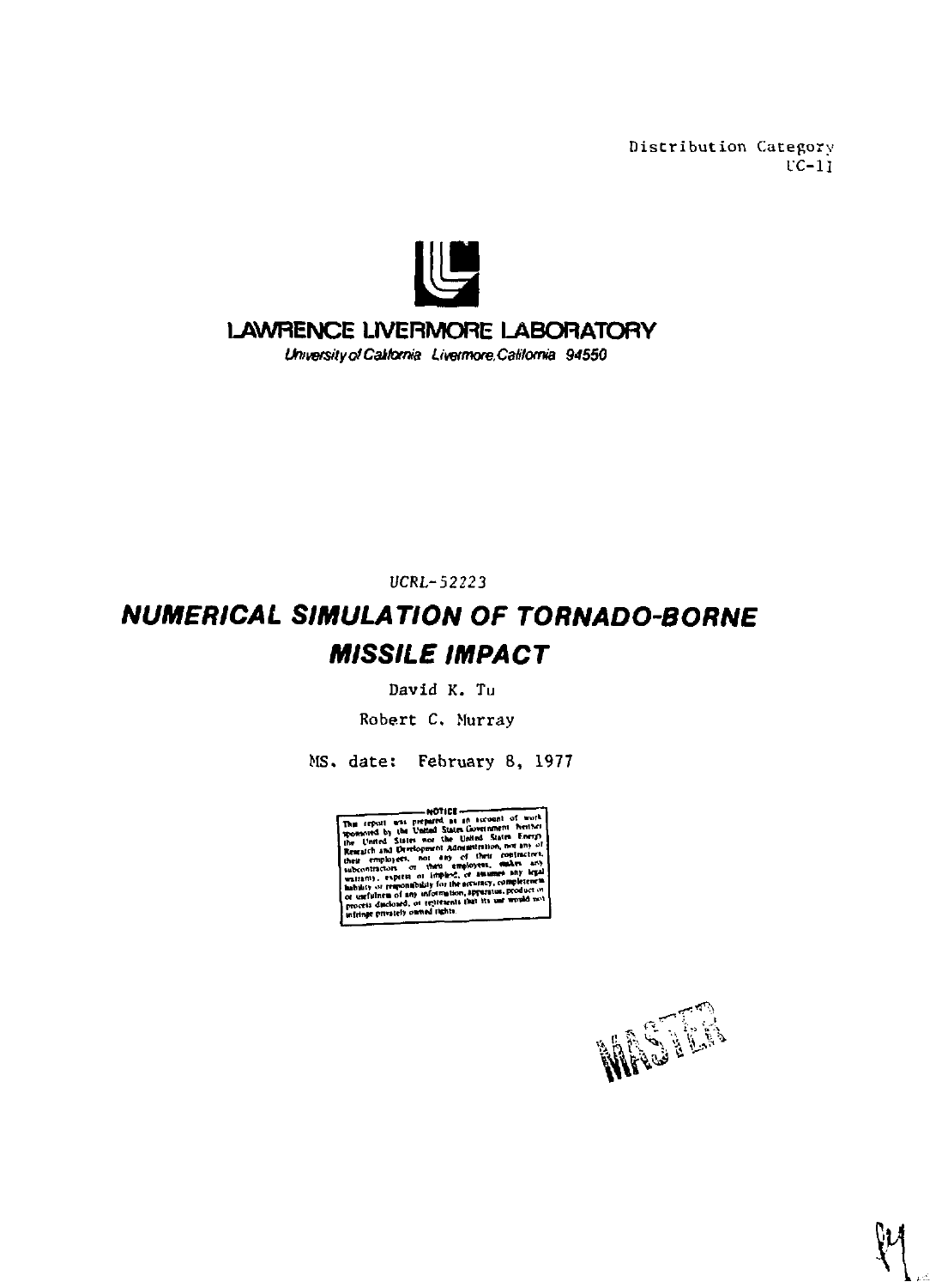Distribution Category
UC-11

LAWRENCE LIVERMORE LABORATORY

*University of California Livermore, California 94550*

*UCRL-52223*

# NUMERICAL SIMULATION OF TORNADO-BORNE MISSILE IMPACT

David K. Tu

Robert C. Murray

MS. date: February 8, 1977

NOTICE

This report was prepared as an account of work sponsored by the United States Government. Neither the United States nor the United States Energy Research and Development Administration, nor any of their employees, nor any of their contractors, subcontractors, or their employees, makes any warranty, express or implied, or assumes any legal liability or responsibility for the accuracy, completeness or usefulness of any information, apparatus, product or process disclosed, or represents that its use would not infringe privately owned rights.

MASTER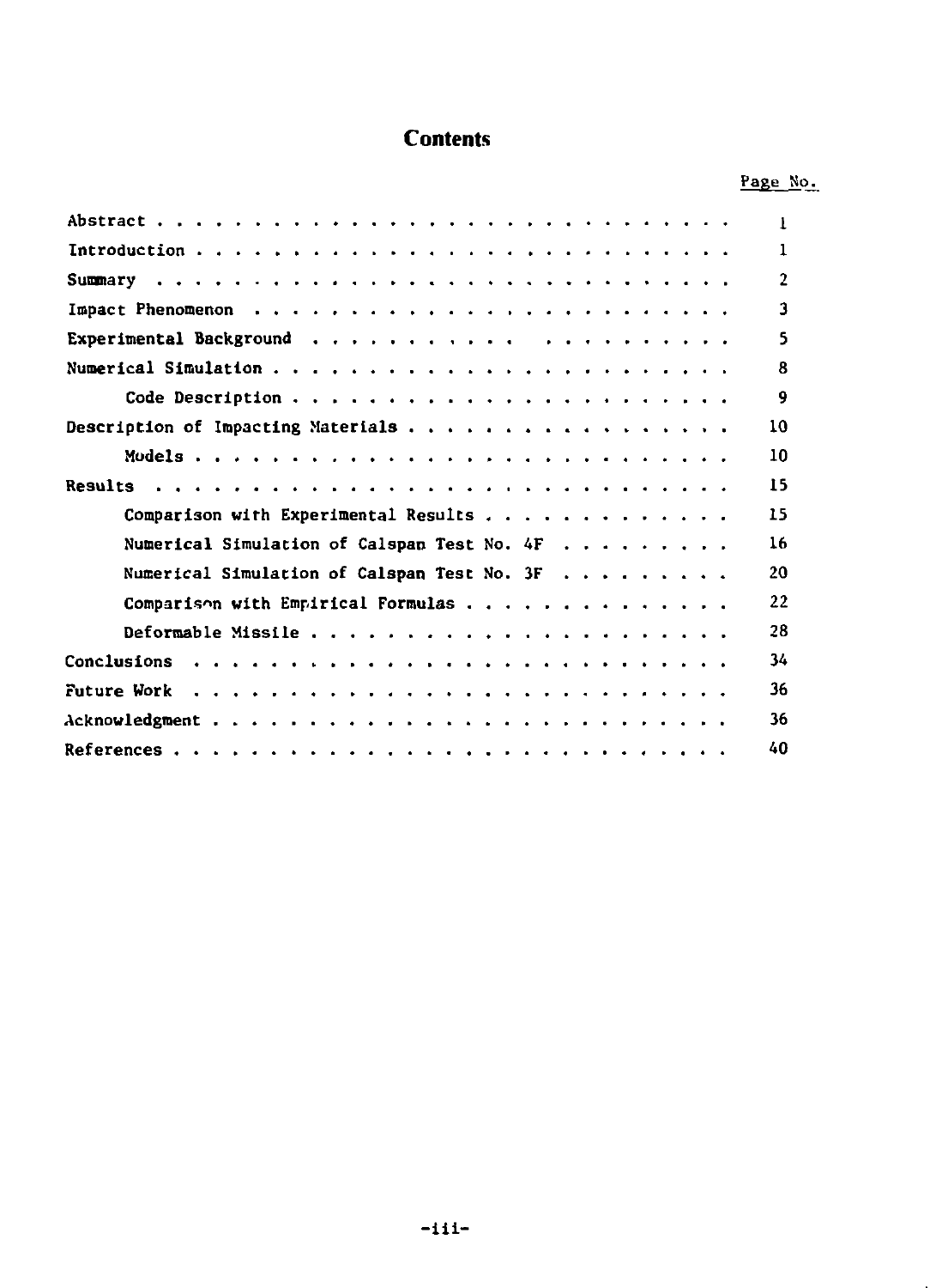# Contents

| | Page No. |
|---|---|
| Abstract | 1 |
| Introduction | 1 |
| Summary | 2 |
| Impact Phenomenon | 3 |
| Experimental Background | 5 |
| Numerical Simulation | 8 |
| Code Description | 9 |
| Description of Impacting Materials | 10 |
| Models | 10 |
| Results | 15 |
| Comparison with Experimental Results | 15 |
| Numerical Simulation of Calspan Test No. 4F | 16 |
| Numerical Simulation of Calspan Test No. 3F | 20 |
| Comparison with Empirical Formulas | 22 |
| Deformable Missile | 28 |
| Conclusions | 34 |
| Future Work | 36 |
| Acknowledgment | 36 |
| References | 40 |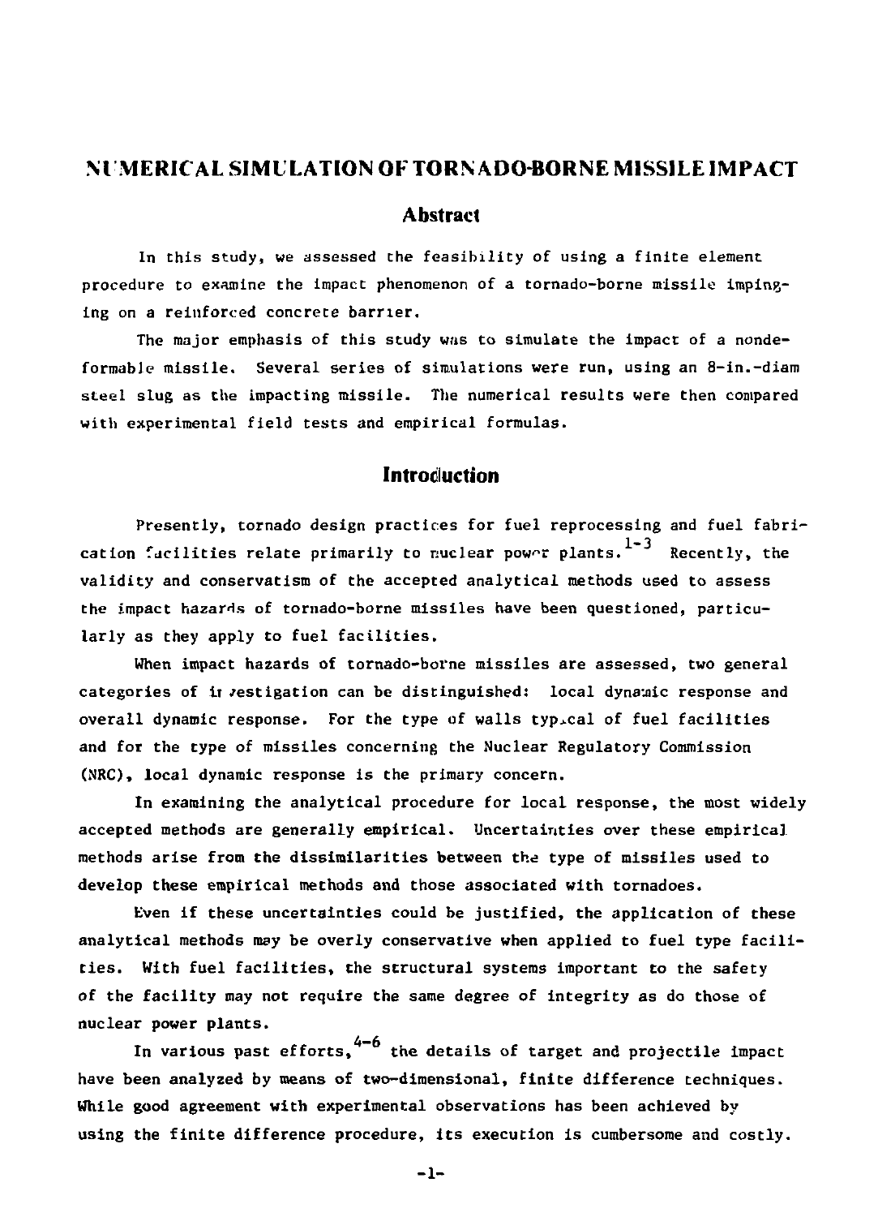# NUMERICAL SIMULATION OF TORNADO-BORNE MISSILE IMPACT

## Abstract

In this study, we assessed the feasibility of using a finite element procedure to examine the impact phenomenon of a tornado-borne missile impinging on a reinforced concrete barrier.

The major emphasis of this study was to simulate the impact of a nondeformable missile. Several series of simulations were run, using an 8-in.-diam steel slug as the impacting missile. The numerical results were then compared with experimental field tests and empirical formulas.

## Introduction

Presently, tornado design practices for fuel reprocessing and fuel fabrication facilities relate primarily to nuclear power plants.[1-3] Recently, the validity and conservatism of the accepted analytical methods used to assess the impact hazards of tornado-borne missiles have been questioned, particularly as they apply to fuel facilities.

When impact hazards of tornado-borne missiles are assessed, two general categories of investigation can be distinguished: local dynamic response and overall dynamic response. For the type of walls typical of fuel facilities and for the type of missiles concerning the Nuclear Regulatory Commission (NRC), local dynamic response is the primary concern.

In examining the analytical procedure for local response, the most widely accepted methods are generally empirical. Uncertainties over these empirical methods arise from the dissimilarities between the type of missiles used to develop these empirical methods and those associated with tornadoes.

Even if these uncertainties could be justified, the application of these analytical methods may be overly conservative when applied to fuel type facilities. With fuel facilities, the structural systems important to the safety of the facility may not require the same degree of integrity as do those of nuclear power plants.

In various past efforts,[4-6] the details of target and projectile impact have been analyzed by means of two-dimensional, finite difference techniques. While good agreement with experimental observations has been achieved by using the finite difference procedure, its execution is cumbersome and costly.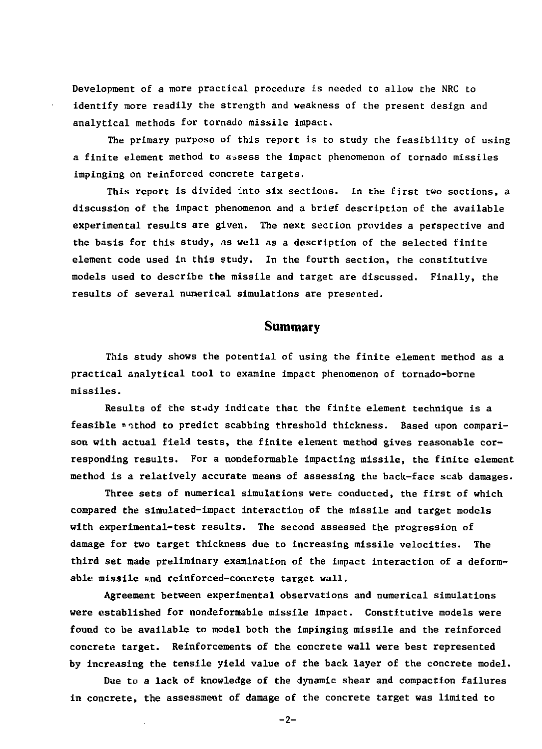Development of a more practical procedure is needed to allow the NRC to identify more readily the strength and weakness of the present design and analytical methods for tornado missile impact.

The primary purpose of this report is to study the feasibility of using a finite element method to assess the impact phenomenon of tornado missiles impinging on reinforced concrete targets.

This report is divided into six sections. In the first two sections, a discussion of the impact phenomenon and a brief description of the available experimental results are given. The next section provides a perspective and the basis for this study, as well as a description of the selected finite element code used in this study. In the fourth section, the constitutive models used to describe the missile and target are discussed. Finally, the results of several numerical simulations are presented.

## Summary

This study shows the potential of using the finite element method as a practical analytical tool to examine impact phenomenon of tornado-borne missiles.

Results of the study indicate that the finite element technique is a feasible method to predict scabbing threshold thickness. Based upon comparison with actual field tests, the finite element method gives reasonable corresponding results. For a nondeformable impacting missile, the finite element method is a relatively accurate means of assessing the back-face scab damages.

Three sets of numerical simulations were conducted, the first of which compared the simulated-impact interaction of the missile and target models with experimental-test results. The second assessed the progression of damage for two target thickness due to increasing missile velocities. The third set made preliminary examination of the impact interaction of a deformable missile and reinforced-concrete target wall.

Agreement between experimental observations and numerical simulations were established for nondeformable missile impact. Constitutive models were found to be available to model both the impinging missile and the reinforced concrete target. Reinforcements of the concrete wall were best represented by increasing the tensile yield value of the back layer of the concrete model.

Due to a lack of knowledge of the dynamic shear and compaction failures in concrete, the assessment of damage of the concrete target was limited to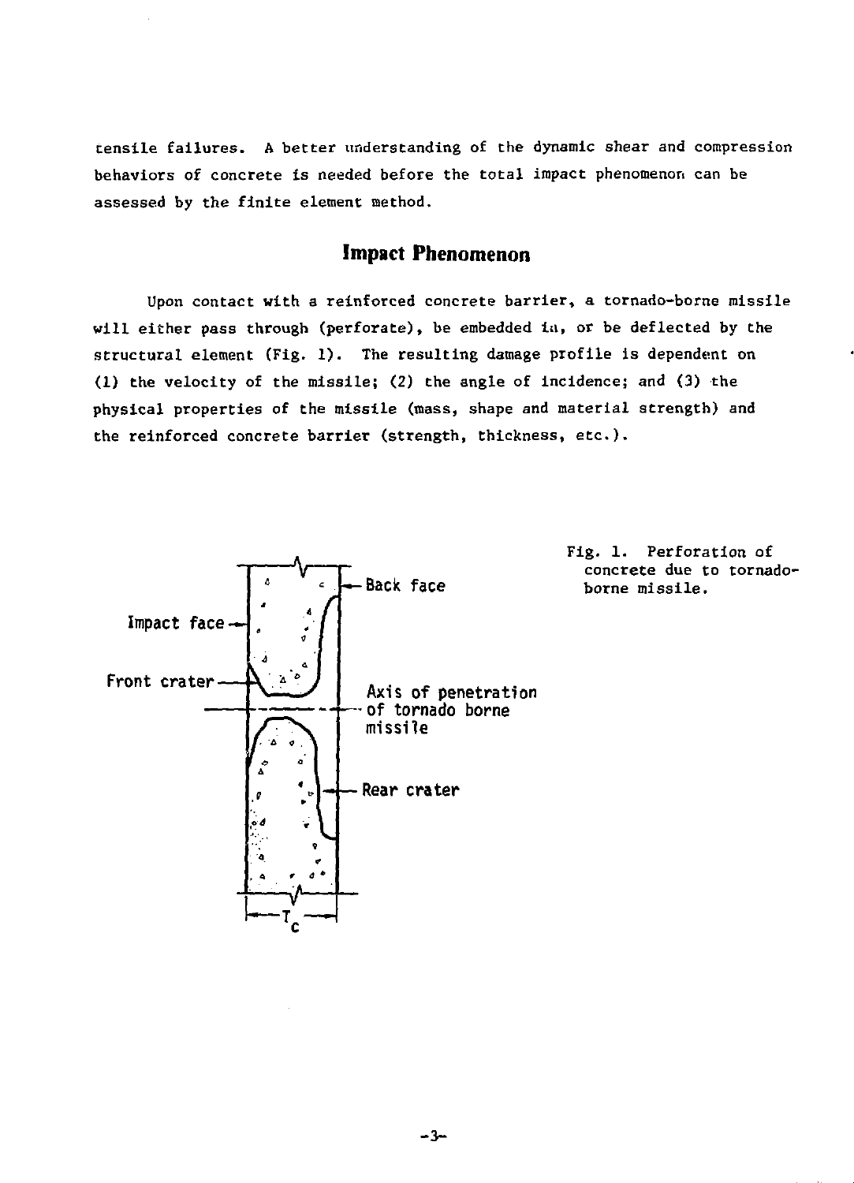tensile failures. A better understanding of the dynamic shear and compression behaviors of concrete is needed before the total impact phenomenon can be assessed by the finite element method.

## Impact Phenomenon

Upon contact with a reinforced concrete barrier, a tornado-borne missile will either pass through (perforate), be embedded in, or be deflected by the structural element (Fig. 1). The resulting damage profile is dependent on (1) the velocity of the missile; (2) the angle of incidence; and (3) the physical properties of the missile (mass, shape and material strength) and the reinforced concrete barrier (strength, thickness, etc.).

Fig. 1. Perforation of concrete due to tornado-borne missile.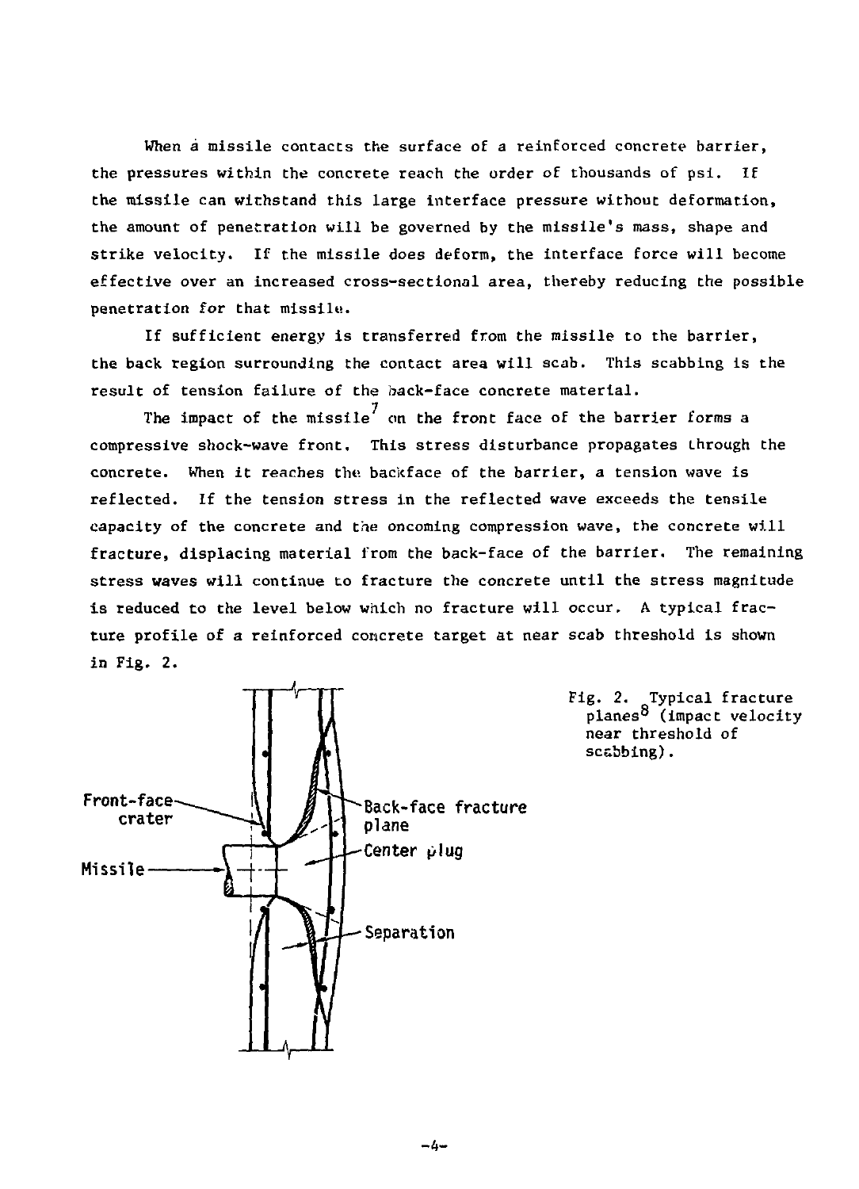When a missile contacts the surface of a reinforced concrete barrier, the pressures within the concrete reach the order of thousands of psi. If the missile can withstand this large interface pressure without deformation, the amount of penetration will be governed by the missile's mass, shape and strike velocity. If the missile does deform, the interface force will become effective over an increased cross-sectional area, thereby reducing the possible penetration for that missile.

If sufficient energy is transferred from the missile to the barrier, the back region surrounding the contact area will scab. This scabbing is the result of tension failure of the back-face concrete material.

The impact of the missile[7] on the front face of the barrier forms a compressive shock-wave front. This stress disturbance propagates through the concrete. When it reaches the backface of the barrier, a tension wave is reflected. If the tension stress in the reflected wave exceeds the tensile capacity of the concrete and the oncoming compression wave, the concrete will fracture, displacing material from the back-face of the barrier. The remaining stress waves will continue to fracture the concrete until the stress magnitude is reduced to the level below which no fracture will occur. A typical fracture profile of a reinforced concrete target at near scab threshold is shown in Fig. 2.

Front-face crater

Missile

Back-face fracture plane

Center plug

Separation

Fig. 2. Typical fracture planes[8] (impact velocity near threshold of scabbing).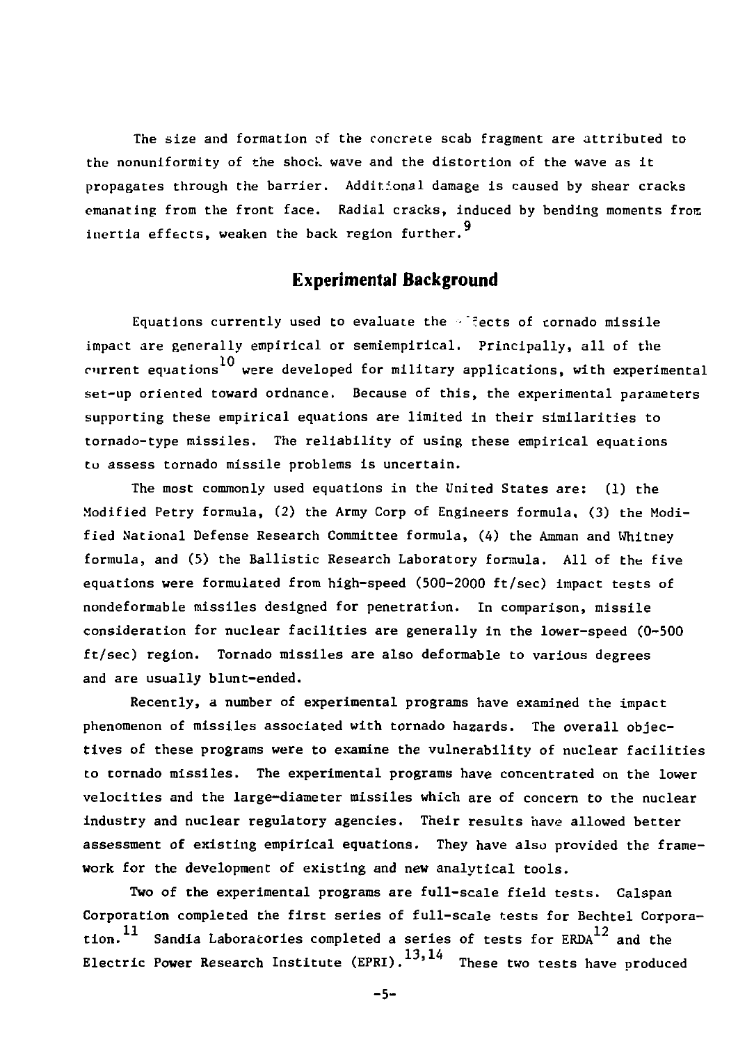The size and formation of the concrete scab fragment are attributed to the nonuniformity of the shock wave and the distortion of the wave as it propagates through the barrier. Additional damage is caused by shear cracks emanating from the front face. Radial cracks, induced by bending moments from inertia effects, weaken the back region further.[9]

## Experimental Background

Equations currently used to evaluate the effects of tornado missile impact are generally empirical or semiempirical. Principally, all of the current equations[10] were developed for military applications, with experimental set-up oriented toward ordnance. Because of this, the experimental parameters supporting these empirical equations are limited in their similarities to tornado-type missiles. The reliability of using these empirical equations to assess tornado missile problems is uncertain.

The most commonly used equations in the United States are: (1) the Modified Petry formula, (2) the Army Corp of Engineers formula, (3) the Modified National Defense Research Committee formula, (4) the Amman and Whitney formula, and (5) the Ballistic Research Laboratory formula. All of the five equations were formulated from high-speed (500-2000 ft/sec) impact tests of nondeformable missiles designed for penetration. In comparison, missile consideration for nuclear facilities are generally in the lower-speed (0-500 ft/sec) region. Tornado missiles are also deformable to various degrees and are usually blunt-ended.

Recently, a number of experimental programs have examined the impact phenomenon of missiles associated with tornado hazards. The overall objectives of these programs were to examine the vulnerability of nuclear facilities to tornado missiles. The experimental programs have concentrated on the lower velocities and the large-diameter missiles which are of concern to the nuclear industry and nuclear regulatory agencies. Their results have allowed better assessment of existing empirical equations. They have also provided the framework for the development of existing and new analytical tools.

Two of the experimental programs are full-scale field tests. Calspan Corporation completed the first series of full-scale tests for Bechtel Corporation.[11] Sandia Laboratories completed a series of tests for ERDA[12] and the Electric Power Research Institute (EPRI).[13,14] These two tests have produced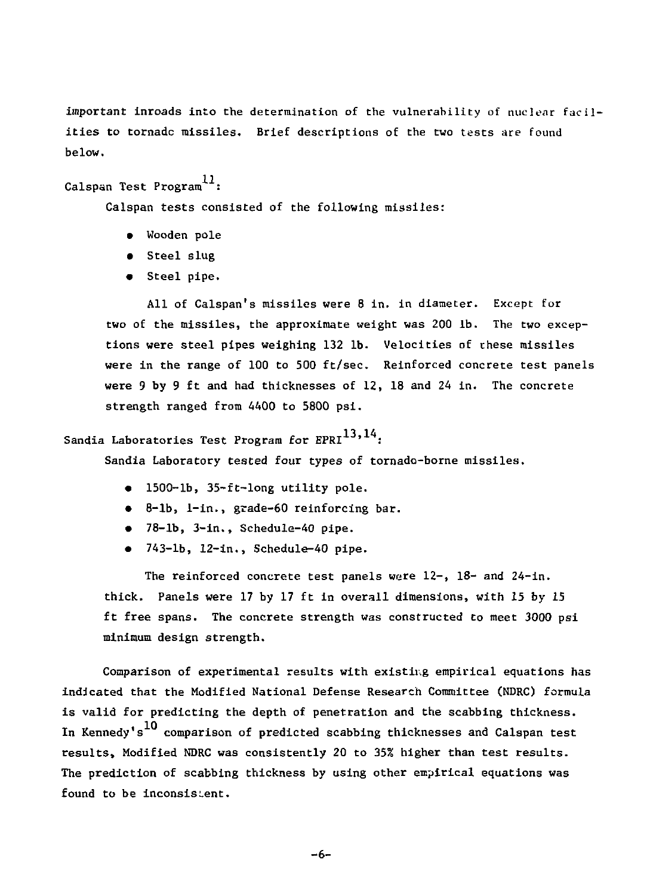important inroads into the determination of the vulnerability of nuclear facilities to tornado missiles. Brief descriptions of the two tests are found below.

Calspan Test Program[11]:

Calspan tests consisted of the following missiles:

- Wooden pole
- Steel slug
- Steel pipe.

All of Calspan's missiles were 8 in. in diameter. Except for two of the missiles, the approximate weight was 200 lb. The two exceptions were steel pipes weighing 132 lb. Velocities of these missiles were in the range of 100 to 500 ft/sec. Reinforced concrete test panels were 9 by 9 ft and had thicknesses of 12, 18 and 24 in. The concrete strength ranged from 4400 to 5800 psi.

Sandia Laboratories Test Program for EPRI[13,14]:

Sandia Laboratory tested four types of tornado-borne missiles.

- 1500-lb, 35-ft-long utility pole.
- 8-lb, 1-in., grade-60 reinforcing bar.
- 78-lb, 3-in., Schedule-40 pipe.
- 743-lb, 12-in., Schedule-40 pipe.

The reinforced concrete test panels were 12-, 18- and 24-in. thick. Panels were 17 by 17 ft in overall dimensions, with 15 by 15 ft free spans. The concrete strength was constructed to meet 3000 psi minimum design strength.

Comparison of experimental results with existing empirical equations has indicated that the Modified National Defense Research Committee (NDRC) formula is valid for predicting the depth of penetration and the scabbing thickness. In Kennedy's[10] comparison of predicted scabbing thicknesses and Calspan test results, Modified NDRC was consistently 20 to 35% higher than test results. The prediction of scabbing thickness by using other empirical equations was found to be inconsistent.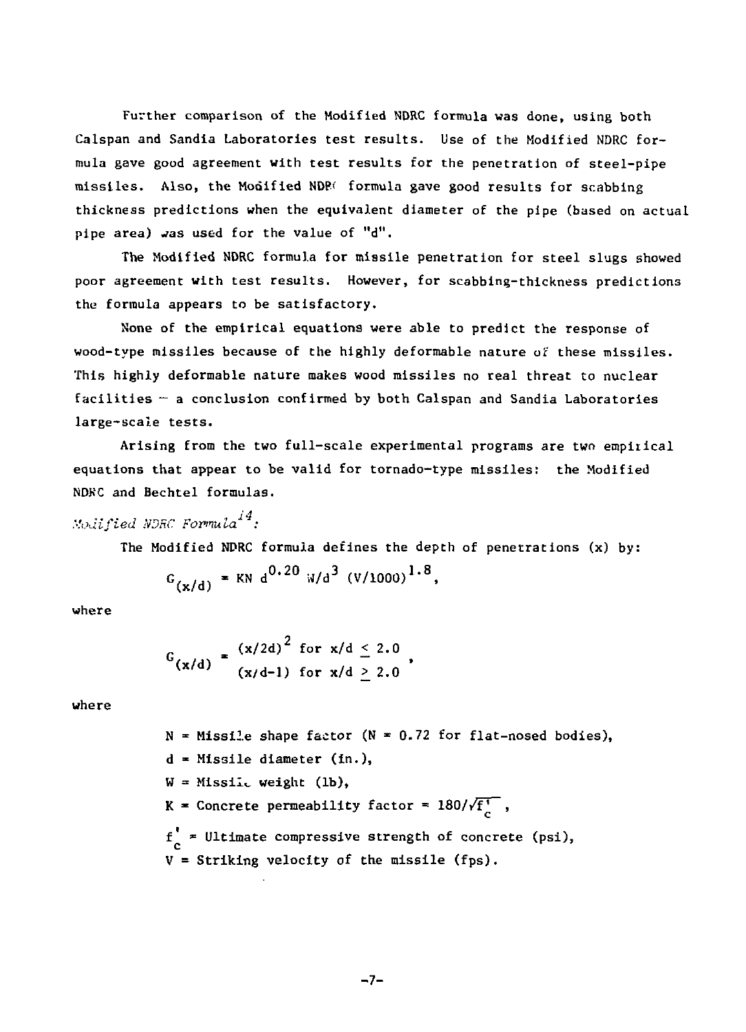Further comparison of the Modified NDRC formula was done, using both Calspan and Sandia Laboratories test results. Use of the Modified NDRC formula gave good agreement with test results for the penetration of steel-pipe missiles. Also, the Modified NDRC formula gave good results for scabbing thickness predictions when the equivalent diameter of the pipe (based on actual pipe area) was used for the value of "d".

The Modified NDRC formula for missile penetration for steel slugs showed poor agreement with test results. However, for scabbing-thickness predictions the formula appears to be satisfactory.

None of the empirical equations were able to predict the response of wood-type missiles because of the highly deformable nature of these missiles. This highly deformable nature makes wood missiles no real threat to nuclear facilities — a conclusion confirmed by both Calspan and Sandia Laboratories large-scale tests.

Arising from the two full-scale experimental programs are two empirical equations that appear to be valid for tornado-type missiles: the Modified NDRC and Bechtel formulas.

*Modified NDRC Formula*[14]*:*

The Modified NDRC formula defines the depth of penetrations (x) by:

$$G_{(x/d)} = KN\, d^{0.20}\, W/d^{3}\, (V/1000)^{1.8},$$

where

$$G_{(x/d)} = \begin{cases} (x/2d)^{2} & \text{for } x/d \leq 2.0 \\ (x/d-1) & \text{for } x/d \geq 2.0 \end{cases},$$

where

- $N$ = Missile shape factor ($N = 0.72$ for flat-nosed bodies),
- $d$ = Missile diameter (in.),
- $W$ = Missile weight (lb),
- $K$ = Concrete permeability factor = $180/\sqrt{f_c'}$,
- $f_c'$ = Ultimate compressive strength of concrete (psi),
- $V$ = Striking velocity of the missile (fps).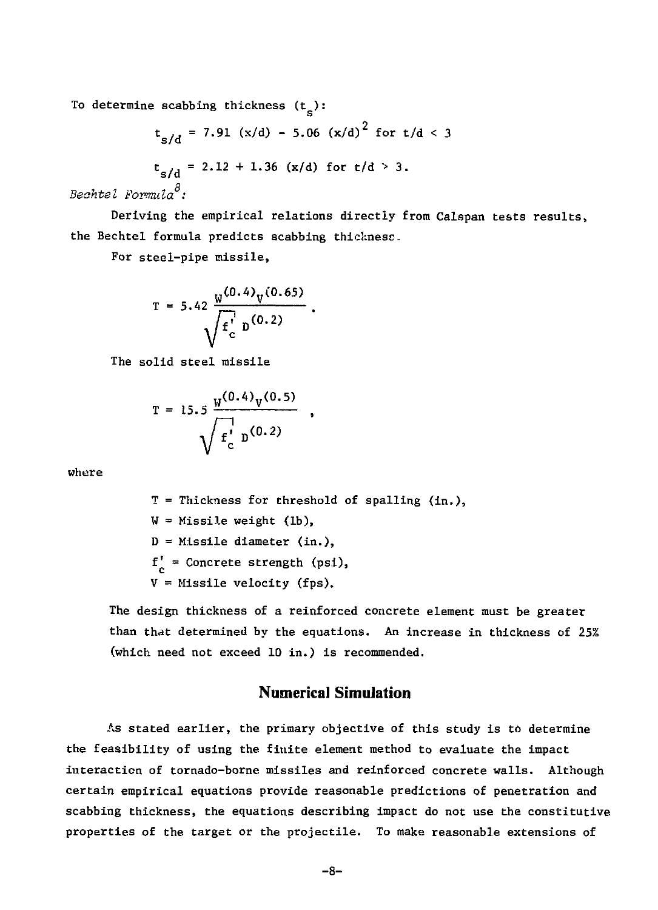To determine scabbing thickness ($t_s$):

$$t_{s/d} = 7.91\ (x/d) - 5.06\ (x/d)^2 \text{ for } t/d < 3$$

$$t_{s/d} = 2.12 + 1.36\ (x/d) \text{ for } t/d > 3.$$

*Bechtel Formula*[8]:

Deriving the empirical relations directly from Calspan tests results, the Bechtel formula predicts scabbing thicknesc.

For steel-pipe missile,

$$T = 5.42 \frac{W^{(0.4)} V^{(0.65)}}{\sqrt{f'_c}\ D^{(0.2)}} .$$

The solid steel missile

$$T = 15.5 \frac{W^{(0.4)} V^{(0.5)}}{\sqrt{f'_c}\ D^{(0.2)}} ,$$

where

$T$ = Thickness for threshold of spalling (in.),

$W$ = Missile weight (lb),

$D$ = Missile diameter (in.),

$f'_c$ = Concrete strength (psi),

$V$ = Missile velocity (fps).

The design thickness of a reinforced concrete element must be greater than that determined by the equations. An increase in thickness of 25% (which need not exceed 10 in.) is recommended.

## Numerical Simulation

As stated earlier, the primary objective of this study is to determine the feasibility of using the finite element method to evaluate the impact interaction of tornado-borne missiles and reinforced concrete walls. Although certain empirical equations provide reasonable predictions of penetration and scabbing thickness, the equations describing impact do not use the constitutive properties of the target or the projectile. To make reasonable extensions of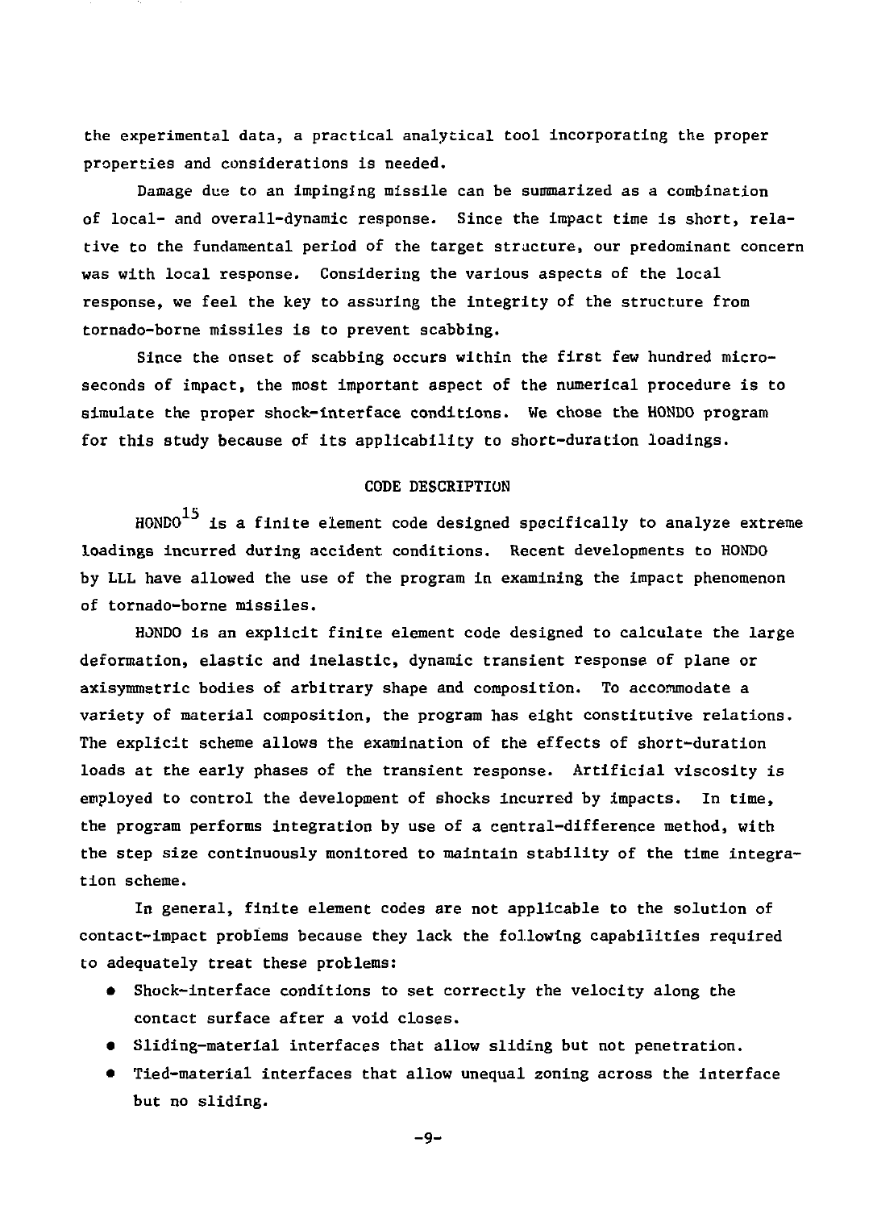the experimental data, a practical analytical tool incorporating the proper properties and considerations is needed.

Damage due to an impinging missile can be summarized as a combination of local- and overall-dynamic response. Since the impact time is short, relative to the fundamental period of the target structure, our predominant concern was with local response. Considering the various aspects of the local response, we feel the key to assuring the integrity of the structure from tornado-borne missiles is to prevent scabbing.

Since the onset of scabbing occurs within the first few hundred microseconds of impact, the most important aspect of the numerical procedure is to simulate the proper shock-interface conditions. We chose the HONDO program for this study because of its applicability to short-duration loadings.

## CODE DESCRIPTION

HONDO[15] is a finite element code designed specifically to analyze extreme loadings incurred during accident conditions. Recent developments to HONDO by LLL have allowed the use of the program in examining the impact phenomenon of tornado-borne missiles.

HONDO is an explicit finite element code designed to calculate the large deformation, elastic and inelastic, dynamic transient response of plane or axisymmetric bodies of arbitrary shape and composition. To accommodate a variety of material composition, the program has eight constitutive relations. The explicit scheme allows the examination of the effects of short-duration loads at the early phases of the transient response. Artificial viscosity is employed to control the development of shocks incurred by impacts. In time, the program performs integration by use of a central-difference method, with the step size continuously monitored to maintain stability of the time integration scheme.

In general, finite element codes are not applicable to the solution of contact-impact problems because they lack the following capabilities required to adequately treat these problems:

- Shock-interface conditions to set correctly the velocity along the contact surface after a void closes.
- Sliding-material interfaces that allow sliding but not penetration.
- Tied-material interfaces that allow unequal zoning across the interface but no sliding.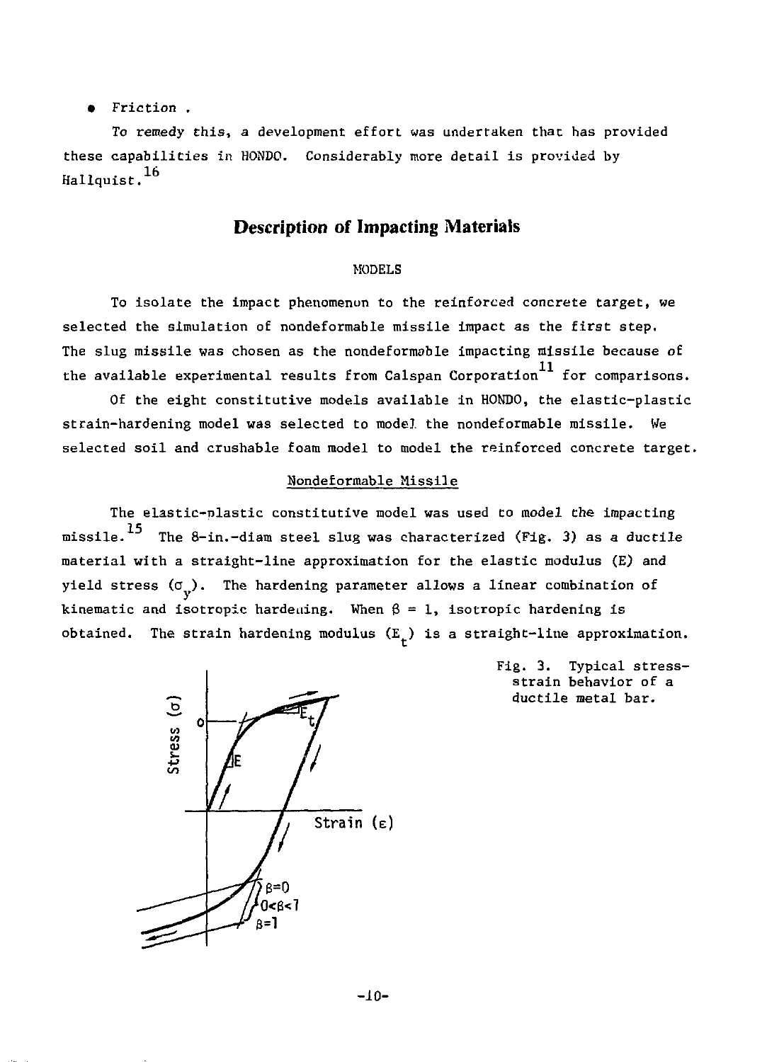- Friction .

To remedy this, a development effort was undertaken that has provided these capabilities in HONDO. Considerably more detail is provided by Hallquist.[16]

## Description of Impacting Materials

### MODELS

To isolate the impact phenomenon to the reinforced concrete target, we selected the simulation of nondeformable missile impact as the first step. The slug missile was chosen as the nondeformable impacting missile because of the available experimental results from Calspan Corporation[11] for comparisons.

Of the eight constitutive models available in HONDO, the elastic-plastic strain-hardening model was selected to model the nondeformable missile. We selected soil and crushable foam model to model the reinforced concrete target.

#### Nondeformable Missile

The elastic-plastic constitutive model was used to model the impacting missile.[15] The 8-in.-diam steel slug was characterized (Fig. 3) as a ductile material with a straight-line approximation for the elastic modulus (E) and yield stress ($\sigma_y$). The hardening parameter allows a linear combination of kinematic and isotropic hardening. When $\beta = 1$, isotropic hardening is obtained. The strain hardening modulus ($E_t$) is a straight-line approximation.

Fig. 3. Typical stress-strain behavior of a ductile metal bar.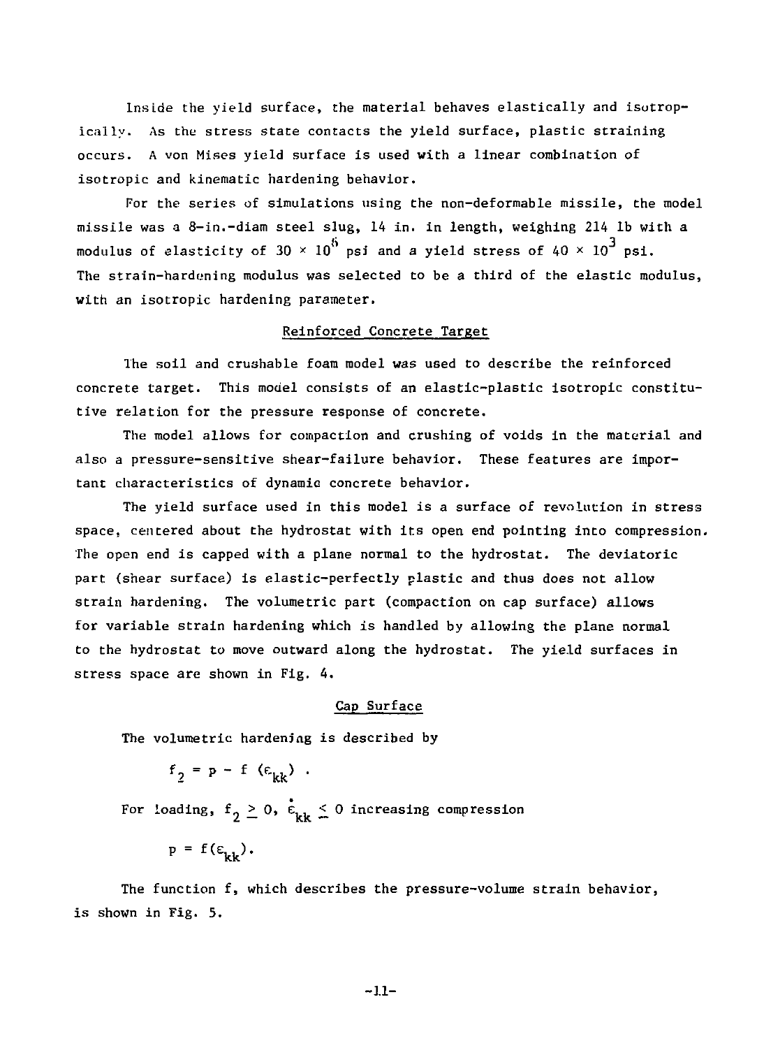Inside the yield surface, the material behaves elastically and isotropically. As the stress state contacts the yield surface, plastic straining occurs. A von Mises yield surface is used with a linear combination of isotropic and kinematic hardening behavior.

For the series of simulations using the non-deformable missile, the model missile was a 8-in.-diam steel slug, 14 in. in length, weighing 214 lb with a modulus of elasticity of $30 \times 10^6$ psi and a yield stress of $40 \times 10^3$ psi. The strain-hardening modulus was selected to be a third of the elastic modulus, with an isotropic hardening parameter.

## Reinforced Concrete Target

The soil and crushable foam model was used to describe the reinforced concrete target. This model consists of an elastic-plastic isotropic constitutive relation for the pressure response of concrete.

The model allows for compaction and crushing of voids in the material and also a pressure-sensitive shear-failure behavior. These features are important characteristics of dynamic concrete behavior.

The yield surface used in this model is a surface of revolution in stress space, centered about the hydrostat with its open end pointing into compression. The open end is capped with a plane normal to the hydrostat. The deviatoric part (shear surface) is elastic-perfectly plastic and thus does not allow strain hardening. The volumetric part (compaction on cap surface) allows for variable strain hardening which is handled by allowing the plane normal to the hydrostat to move outward along the hydrostat. The yield surfaces in stress space are shown in Fig. 4.

### Cap Surface

The volumetric hardening is described by

$$f_2 = p - f\,(\varepsilon_{kk}) \ .$$

For loading, $f_2 \geq 0$, $\dot{\varepsilon}_{kk} \leq 0$ increasing compression

$$p = f(\varepsilon_{kk}).$$

The function f, which describes the pressure-volume strain behavior, is shown in Fig. 5.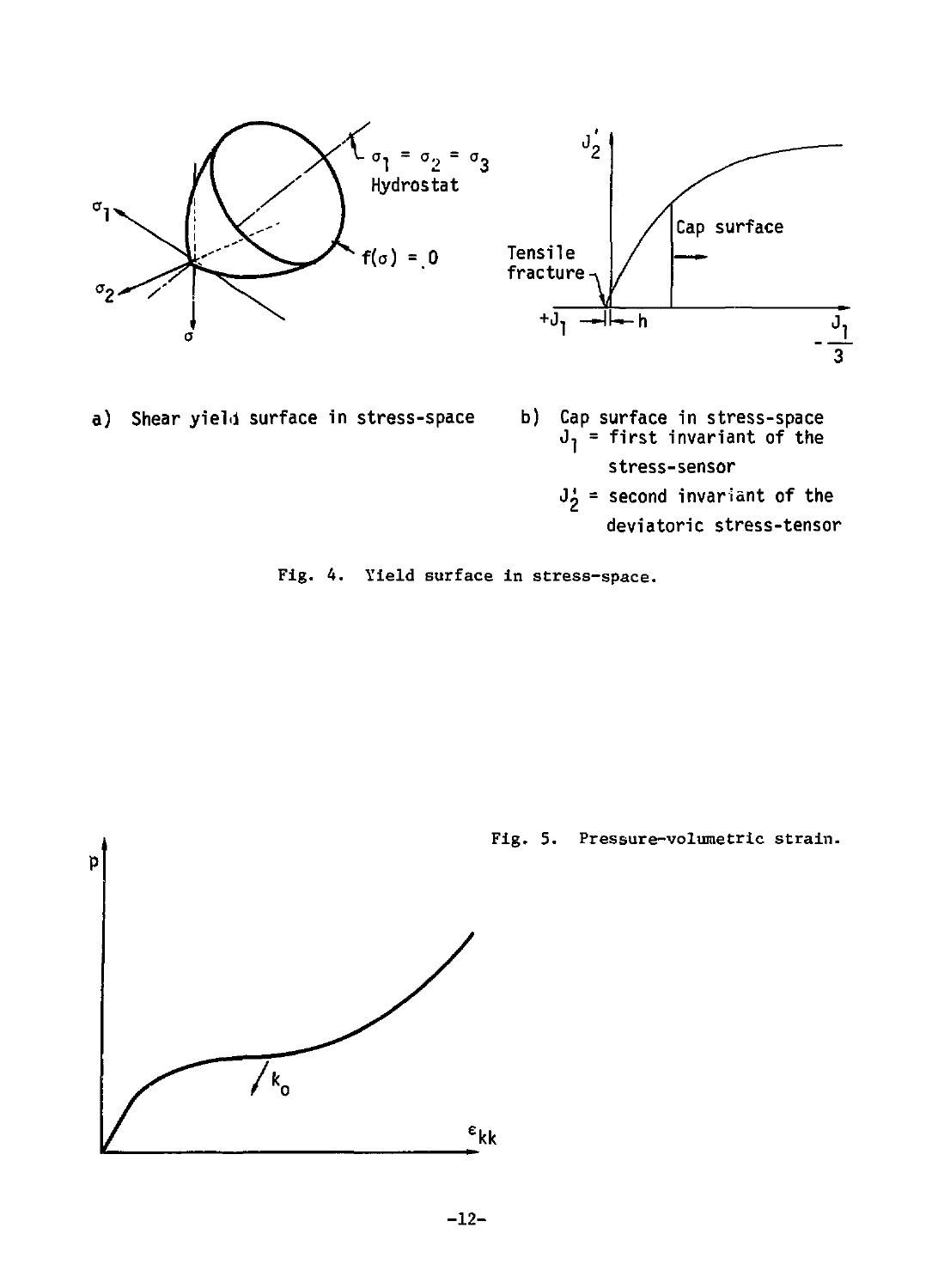a) Shear yield surface in stress-space

b) Cap surface in stress-space
$J_1$ = first invariant of the stress-sensor
$J_2'$ = second invariant of the deviatoric stress-tensor

Fig. 4. Yield surface in stress-space.

Fig. 5. Pressure-volumetric strain.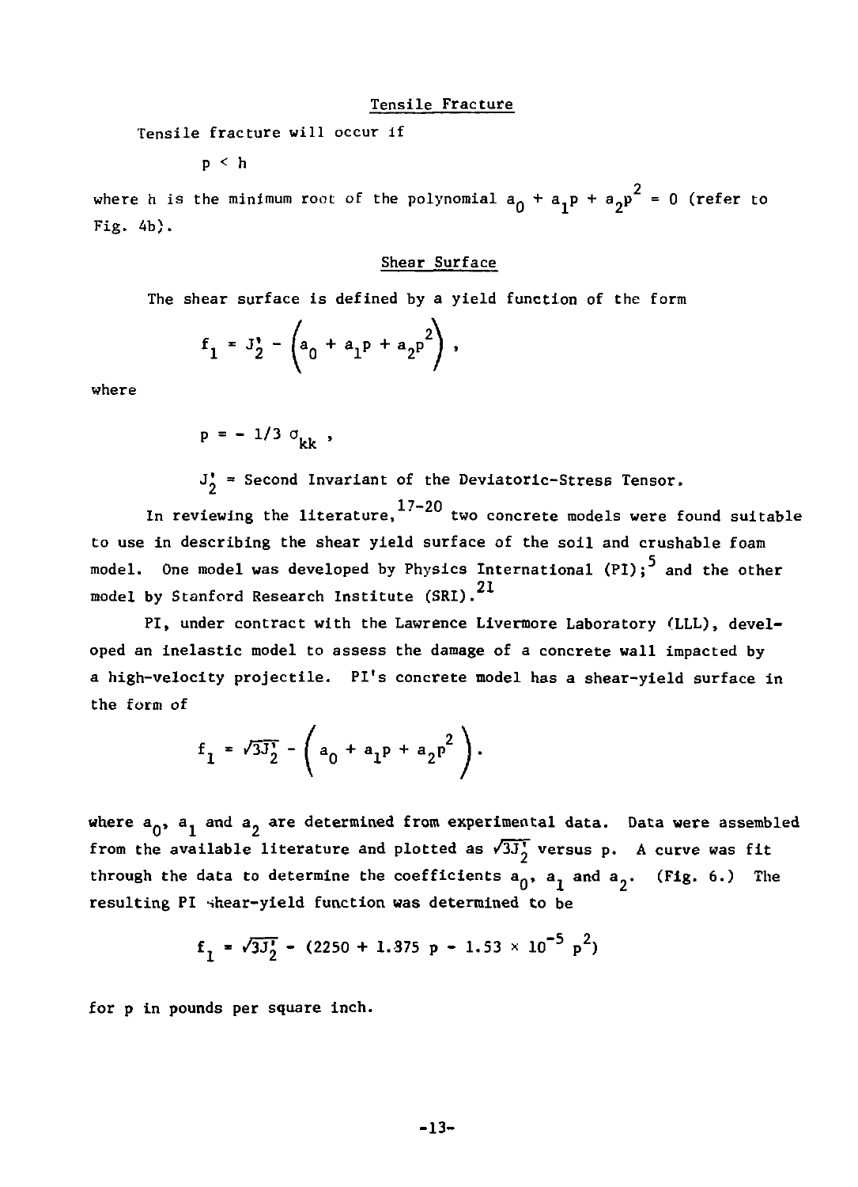### Tensile Fracture

Tensile fracture will occur if

$$p < h$$

where h is the minimum root of the polynomial $a_0 + a_1p + a_2p^2 = 0$ (refer to Fig. 4b).

### Shear Surface

The shear surface is defined by a yield function of the form

$$f_1 = J_2' - \left(a_0 + a_1p + a_2p^2\right) ,$$

where

$$p = - 1/3\ \sigma_{kk} ,$$

$J_2'$ = Second Invariant of the Deviatoric-Stress Tensor.

In reviewing the literature,[17-20] two concrete models were found suitable to use in describing the shear yield surface of the soil and crushable foam model. One model was developed by Physics International (PI);[5] and the other model by Stanford Research Institute (SRI).[21]

PI, under contract with the Lawrence Livermore Laboratory (LLL), developed an inelastic model to assess the damage of a concrete wall impacted by a high-velocity projectile. PI's concrete model has a shear-yield surface in the form of

$$f_1 = \sqrt{3J_2'} - \left( a_0 + a_1p + a_2p^2 \right).$$

where $a_0$, $a_1$ and $a_2$ are determined from experimental data. Data were assembled from the available literature and plotted as $\sqrt{3J_2'}$ versus p. A curve was fit through the data to determine the coefficients $a_0$, $a_1$ and $a_2$. (Fig. 6.) The resulting PI shear-yield function was determined to be

$$f_1 = \sqrt{3J_2'} - (2250 + 1.375\ p - 1.53 \times 10^{-5}\ p^2)$$

for p in pounds per square inch.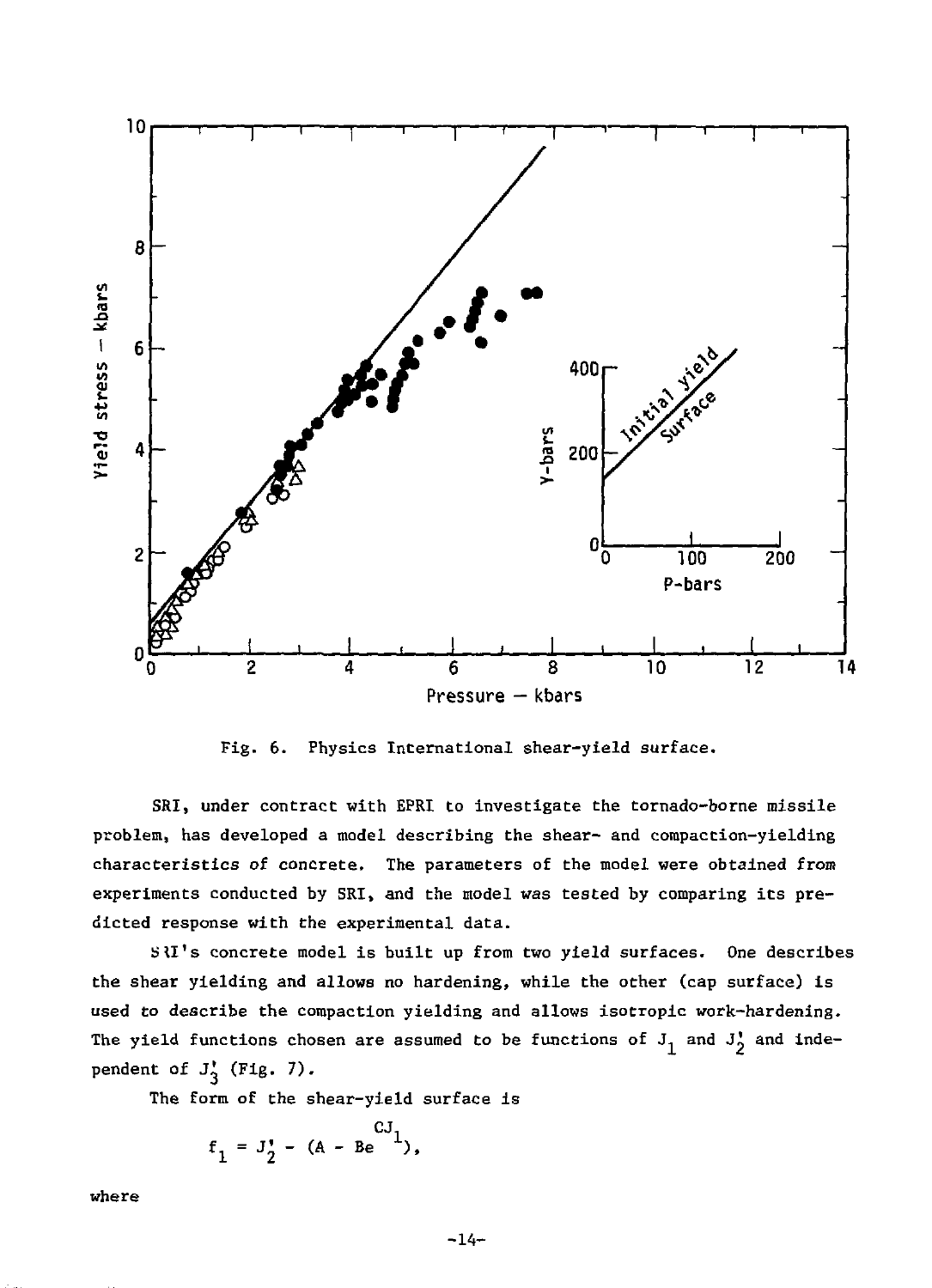Fig. 6. Physics International shear-yield surface.

SRI, under contract with EPRI to investigate the tornado-borne missile problem, has developed a model describing the shear- and compaction-yielding characteristics of concrete. The parameters of the model were obtained from experiments conducted by SRI, and the model was tested by comparing its predicted response with the experimental data.

SRI's concrete model is built up from two yield surfaces. One describes the shear yielding and allows no hardening, while the other (cap surface) is used to describe the compaction yielding and allows isotropic work-hardening. The yield functions chosen are assumed to be functions of $J_1$ and $J_2'$ and independent of $J_3'$ (Fig. 7).

The form of the shear-yield surface is

$$f_1 = J_2' - (A - Be^{CJ_1}),$$

where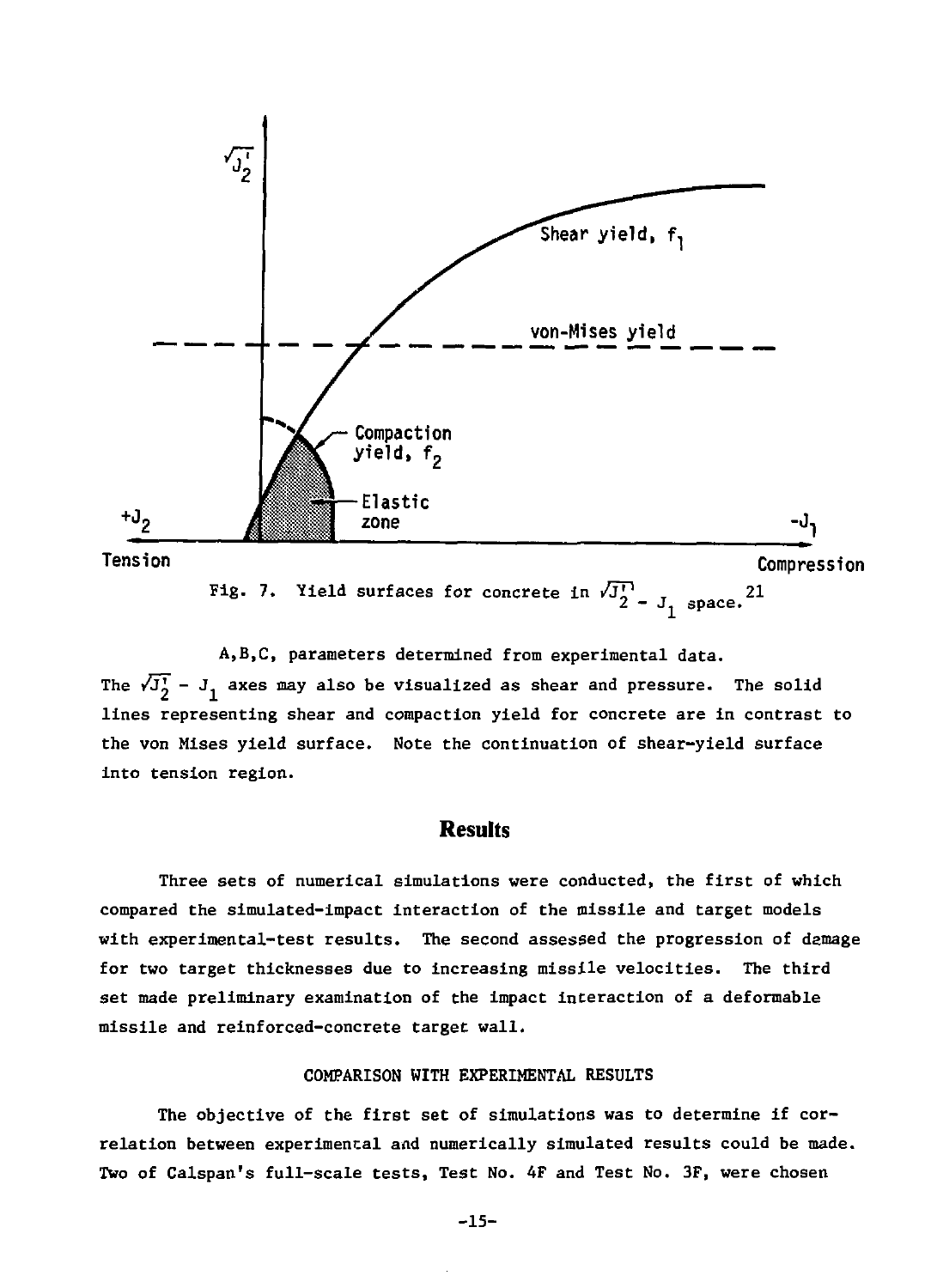Fig. 7. Yield surfaces for concrete in $\sqrt{J_2'} - J_1$ space.[21]

A,B,C, parameters determined from experimental data.
The $\sqrt{J_2'} - J_1$ axes may also be visualized as shear and pressure. The solid lines representing shear and compaction yield for concrete are in contrast to the von Mises yield surface. Note the continuation of shear-yield surface into tension region.

## Results

Three sets of numerical simulations were conducted, the first of which compared the simulated-impact interaction of the missile and target models with experimental-test results. The second assessed the progression of damage for two target thicknesses due to increasing missile velocities. The third set made preliminary examination of the impact interaction of a deformable missile and reinforced-concrete target wall.

### COMPARISON WITH EXPERIMENTAL RESULTS

The objective of the first set of simulations was to determine if correlation between experimental and numerically simulated results could be made. Two of Calspan's full-scale tests, Test No. 4F and Test No. 3F, were chosen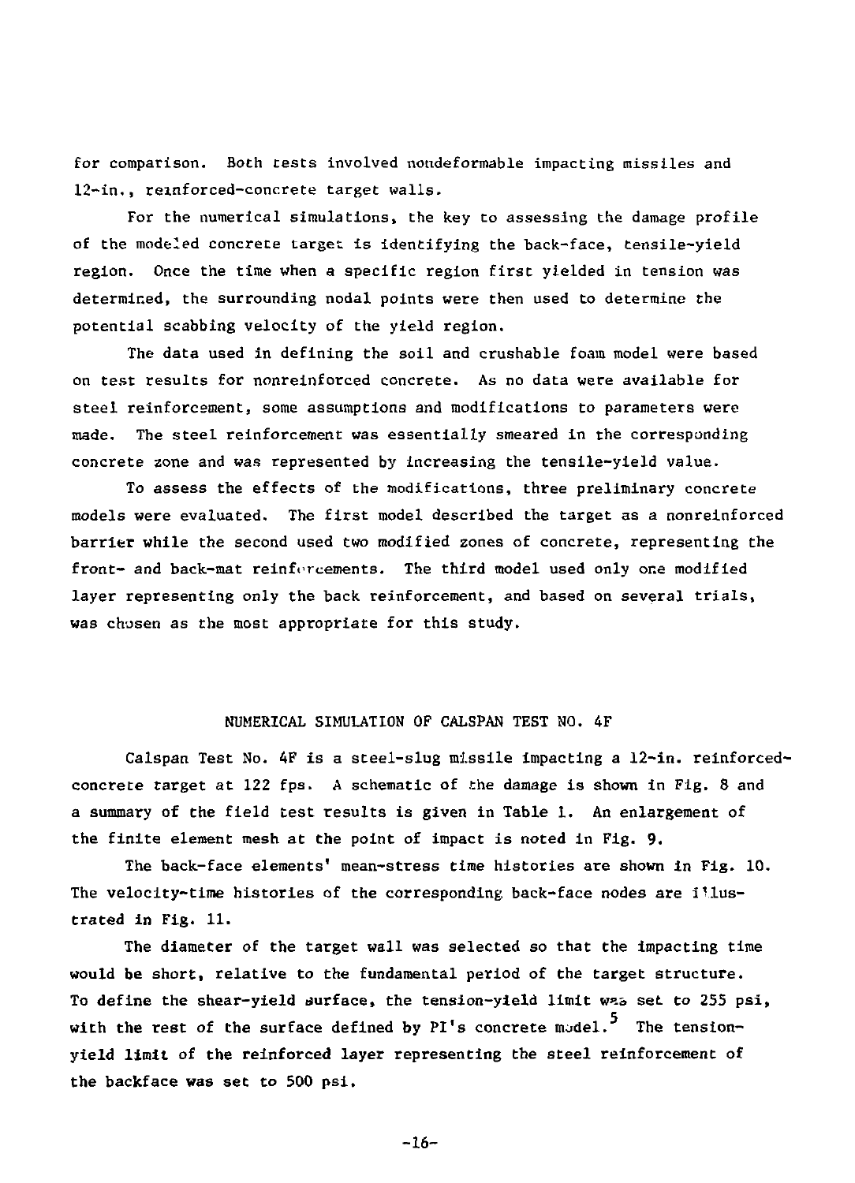for comparison. Both tests involved nondeformable impacting missiles and 12-in., reinforced-concrete target walls.

For the numerical simulations, the key to assessing the damage profile of the modeled concrete target is identifying the back-face, tensile-yield region. Once the time when a specific region first yielded in tension was determined, the surrounding nodal points were then used to determine the potential scabbing velocity of the yield region.

The data used in defining the soil and crushable foam model were based on test results for nonreinforced concrete. As no data were available for steel reinforcement, some assumptions and modifications to parameters were made. The steel reinforcement was essentially smeared in the corresponding concrete zone and was represented by increasing the tensile-yield value.

To assess the effects of the modifications, three preliminary concrete models were evaluated. The first model described the target as a nonreinforced barrier while the second used two modified zones of concrete, representing the front- and back-mat reinforcements. The third model used only one modified layer representing only the back reinforcement, and based on several trials, was chosen as the most appropriate for this study.

## NUMERICAL SIMULATION OF CALSPAN TEST NO. 4F

Calspan Test No. 4F is a steel-slug missile impacting a 12-in. reinforced-concrete target at 122 fps. A schematic of the damage is shown in Fig. 8 and a summary of the field test results is given in Table 1. An enlargement of the finite element mesh at the point of impact is noted in Fig. 9.

The back-face elements' mean-stress time histories are shown in Fig. 10. The velocity-time histories of the corresponding back-face nodes are illustrated in Fig. 11.

The diameter of the target wall was selected so that the impacting time would be short, relative to the fundamental period of the target structure. To define the shear-yield surface, the tension-yield limit was set to 255 psi, with the rest of the surface defined by PI's concrete model.[5] The tension-yield limit of the reinforced layer representing the steel reinforcement of the backface was set to 500 psi.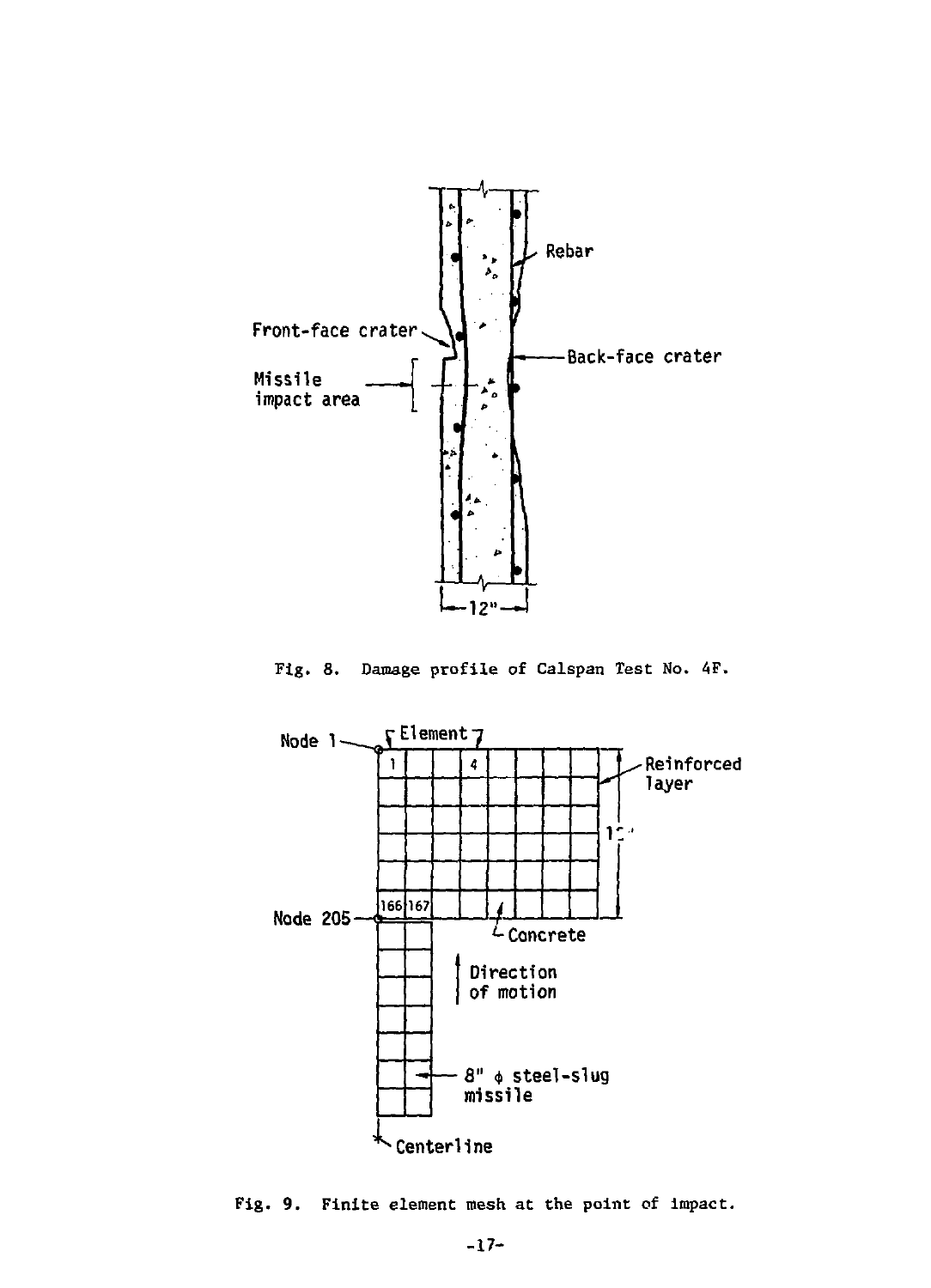Fig. 8. Damage profile of Calspan Test No. 4F.

Fig. 9. Finite element mesh at the point of impact.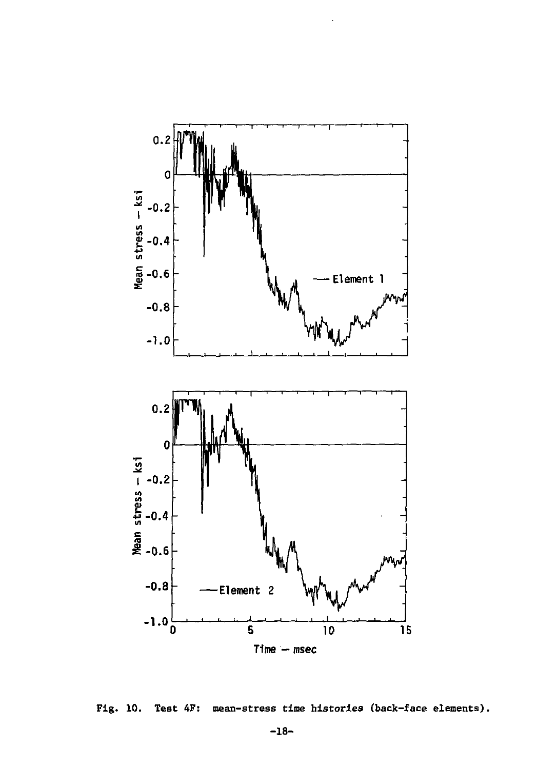Fig. 10. Test 4F: mean-stress time histories (back-face elements).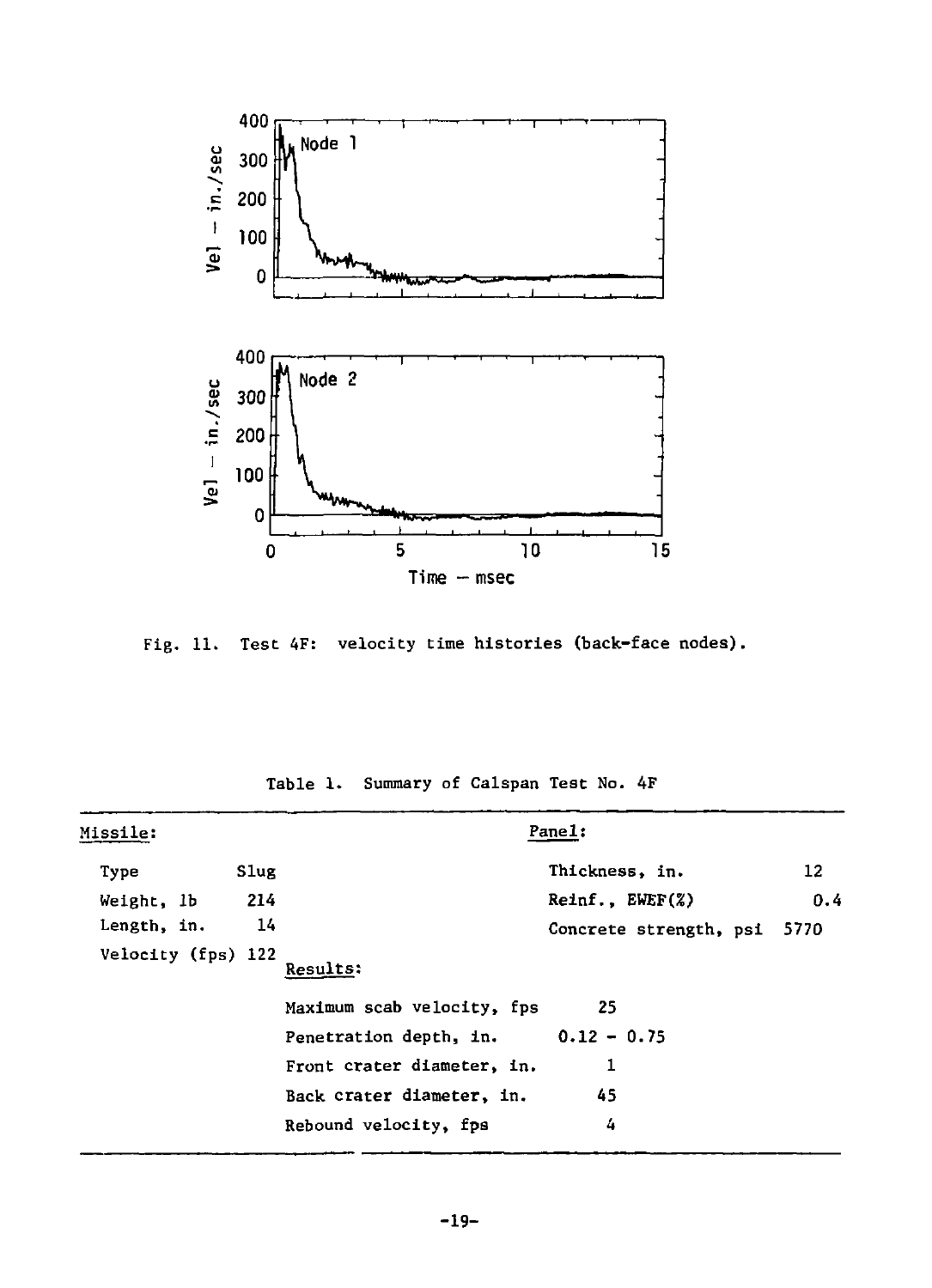Fig. 11. Test 4F: velocity time histories (back-face nodes).

Table 1. Summary of Calspan Test No. 4F

| Missile: | | Panel: | |
|---|---|---|---|
| Type | Slug | Thickness, in. | 12 |
| Weight, lb | 214 | Reinf., EWEF(%) | 0.4 |
| Length, in. | 14 | Concrete strength, psi | 5770 |
| Velocity (fps) | 122 | | |

| Results: | |
|---|---|
| Maximum scab velocity, fps | 25 |
| Penetration depth, in. | 0.12 – 0.75 |
| Front crater diameter, in. | 1 |
| Back crater diameter, in. | 45 |
| Rebound velocity, fps | 4 |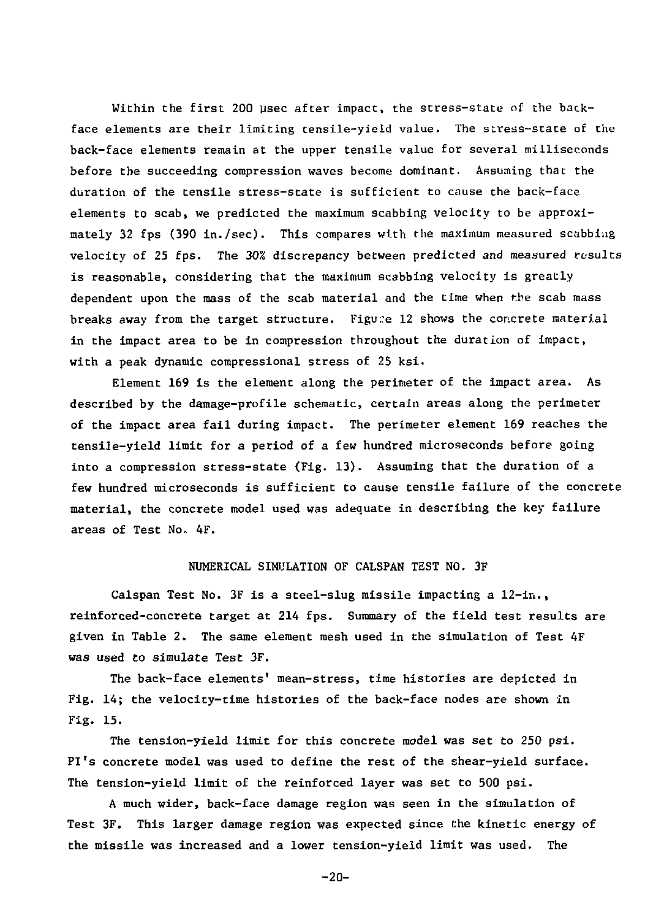Within the first 200 μsec after impact, the stress-state of the back-face elements are their limiting tensile-yield value. The stress-state of the back-face elements remain at the upper tensile value for several milliseconds before the succeeding compression waves become dominant. Assuming that the duration of the tensile stress-state is sufficient to cause the back-face elements to scab, we predicted the maximum scabbing velocity to be approximately 32 fps (390 in./sec). This compares with the maximum measured scabbing velocity of 25 fps. The 30% discrepancy between predicted and measured results is reasonable, considering that the maximum scabbing velocity is greatly dependent upon the mass of the scab material and the time when the scab mass breaks away from the target structure. Figure 12 shows the concrete material in the impact area to be in compression throughout the duration of impact, with a peak dynamic compressional stress of 25 ksi.

Element 169 is the element along the perimeter of the impact area. As described by the damage-profile schematic, certain areas along the perimeter of the impact area fail during impact. The perimeter element 169 reaches the tensile-yield limit for a period of a few hundred microseconds before going into a compression stress-state (Fig. 13). Assuming that the duration of a few hundred microseconds is sufficient to cause tensile failure of the concrete material, the concrete model used was adequate in describing the key failure areas of Test No. 4F.

## NUMERICAL SIMULATION OF CALSPAN TEST NO. 3F

Calspan Test No. 3F is a steel-slug missile impacting a 12-in., reinforced-concrete target at 214 fps. Summary of the field test results are given in Table 2. The same element mesh used in the simulation of Test 4F was used to simulate Test 3F.

The back-face elements' mean-stress, time histories are depicted in Fig. 14; the velocity-time histories of the back-face nodes are shown in Fig. 15.

The tension-yield limit for this concrete model was set to 250 psi. PI's concrete model was used to define the rest of the shear-yield surface. The tension-yield limit of the reinforced layer was set to 500 psi.

A much wider, back-face damage region was seen in the simulation of Test 3F. This larger damage region was expected since the kinetic energy of the missile was increased and a lower tension-yield limit was used. The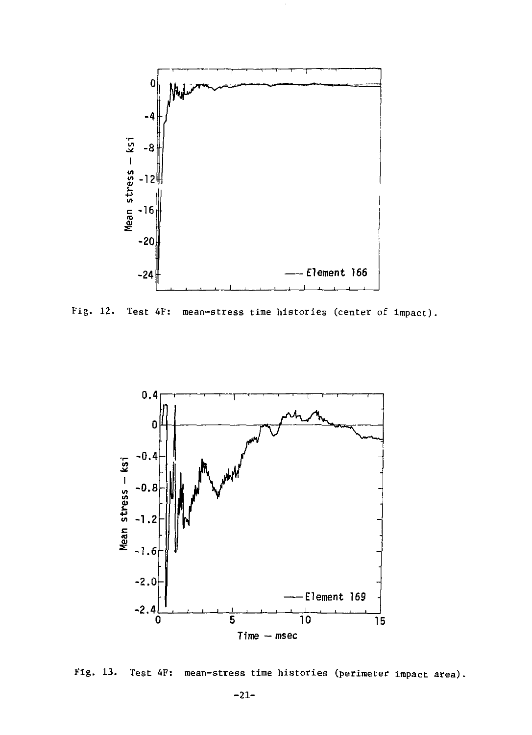Fig. 12. Test 4F: mean-stress time histories (center of impact).

Fig. 13. Test 4F: mean-stress time histories (perimeter impact area).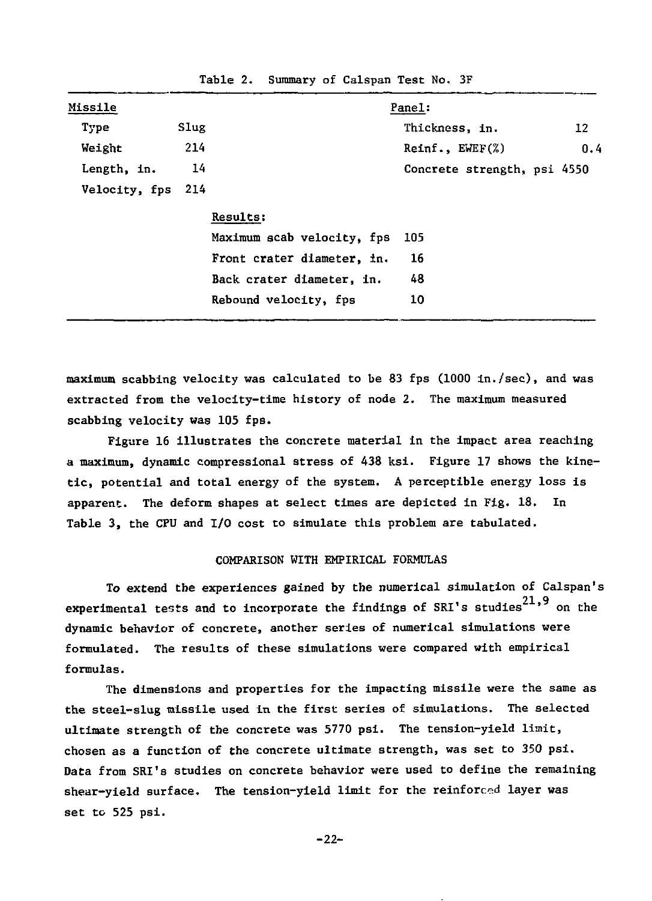Table 2. Summary of Calspan Test No. 3F

| Missile | | Panel: | |
|---|---|---|---|
| Type | Slug | Thickness, in. | 12 |
| Weight | 214 | Reinf., EWEF(%) | 0.4 |
| Length, in. | 14 | Concrete strength, psi | 4550 |
| Velocity, fps | 214 | | |
| **Results:** | | | |
| Maximum scab velocity, fps | | 105 | |
| Front crater diameter, in. | | 16 | |
| Back crater diameter, in. | | 48 | |
| Rebound velocity, fps | | 10 | |

maximum scabbing velocity was calculated to be 83 fps (1000 in./sec), and was extracted from the velocity-time history of node 2. The maximum measured scabbing velocity was 105 fps.

Figure 16 illustrates the concrete material in the impact area reaching a maximum, dynamic compressional stress of 438 ksi. Figure 17 shows the kinetic, potential and total energy of the system. A perceptible energy loss is apparent. The deform shapes at select times are depicted in Fig. 18. In Table 3, the CPU and I/O cost to simulate this problem are tabulated.

## COMPARISON WITH EMPIRICAL FORMULAS

To extend the experiences gained by the numerical simulation of Calspan's experimental tests and to incorporate the findings of SRI's studies[21,9] on the dynamic behavior of concrete, another series of numerical simulations were formulated. The results of these simulations were compared with empirical formulas.

The dimensions and properties for the impacting missile were the same as the steel-slug missile used in the first series of simulations. The selected ultimate strength of the concrete was 5770 psi. The tension-yield limit, chosen as a function of the concrete ultimate strength, was set to 350 psi. Data from SRI's studies on concrete behavior were used to define the remaining shear-yield surface. The tension-yield limit for the reinforced layer was set to 525 psi.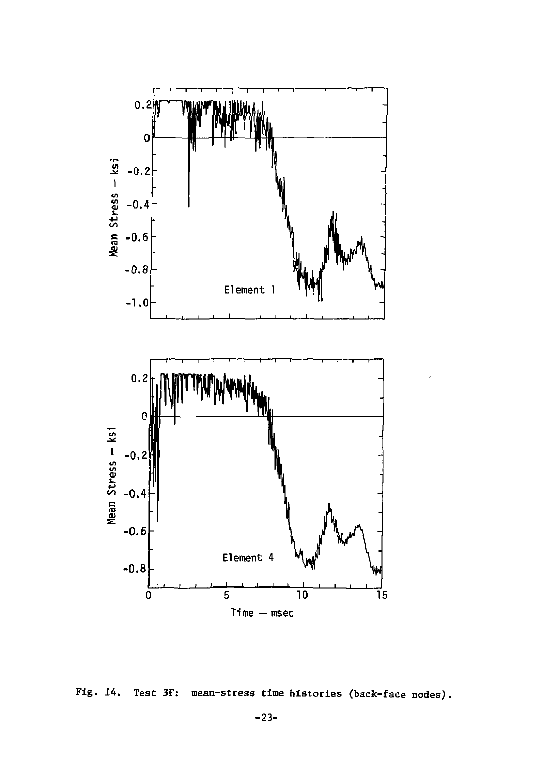Fig. 14. Test 3F: mean-stress time histories (back-face nodes).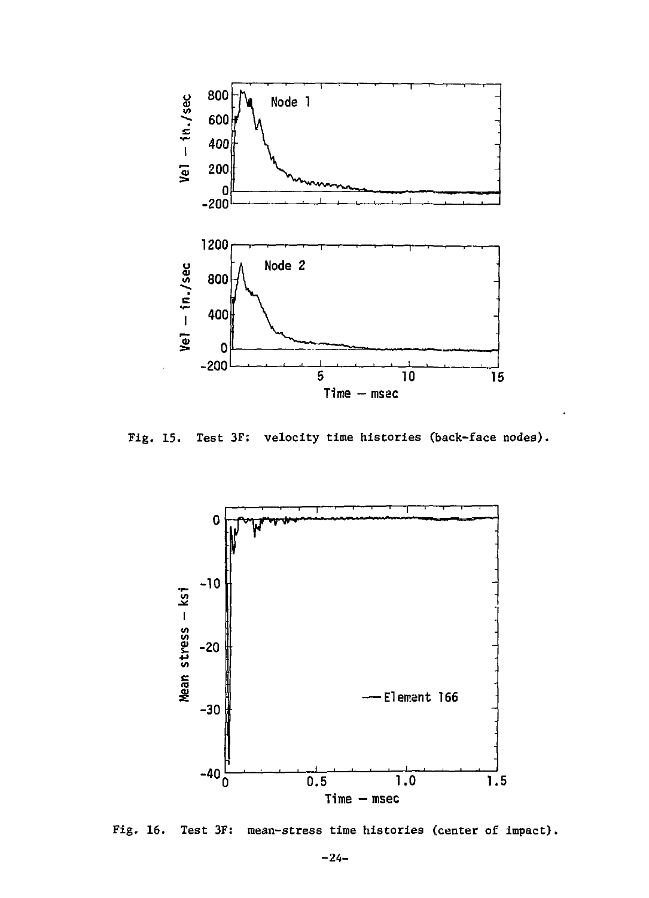Fig. 15. Test 3F: velocity time histories (back-face nodes).

Fig. 16. Test 3F: mean-stress time histories (center of impact).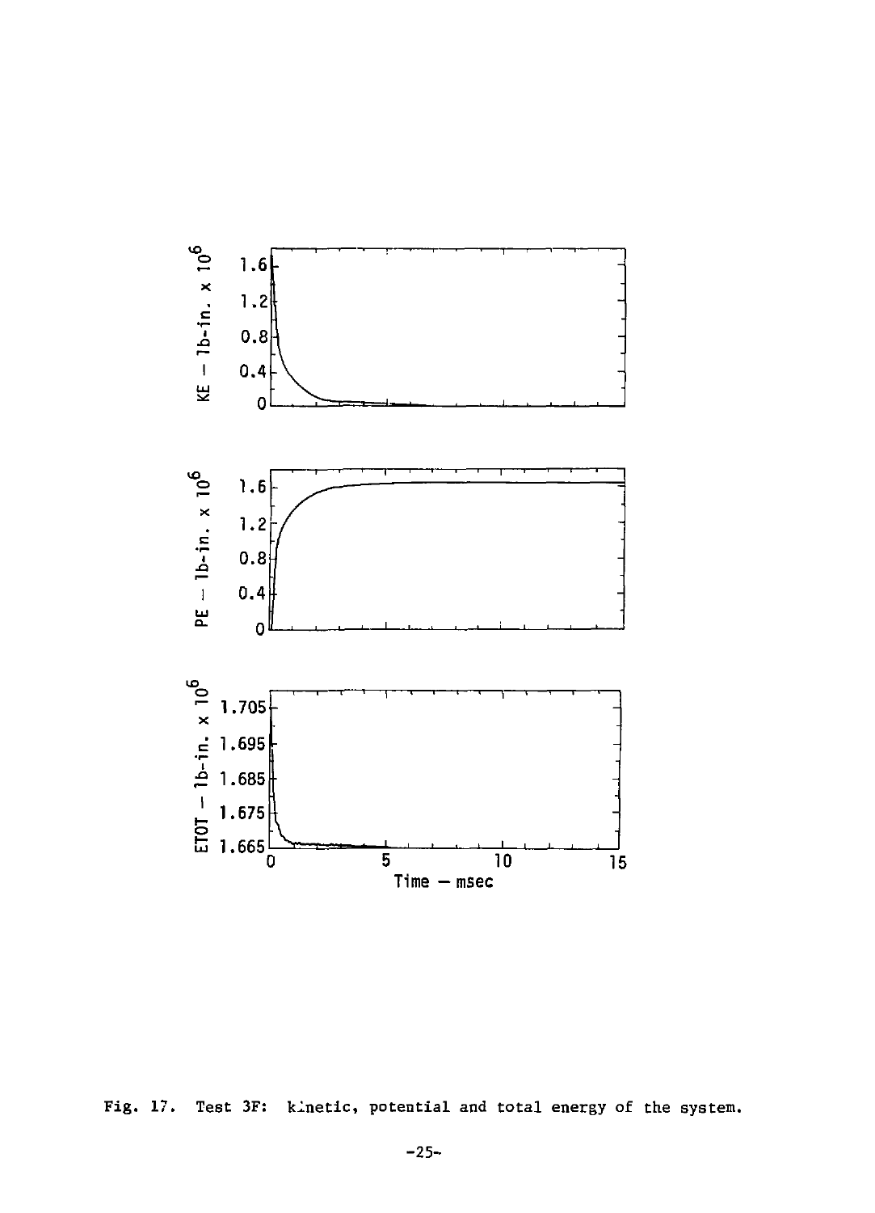Fig. 17. Test 3F: kinetic, potential and total energy of the system.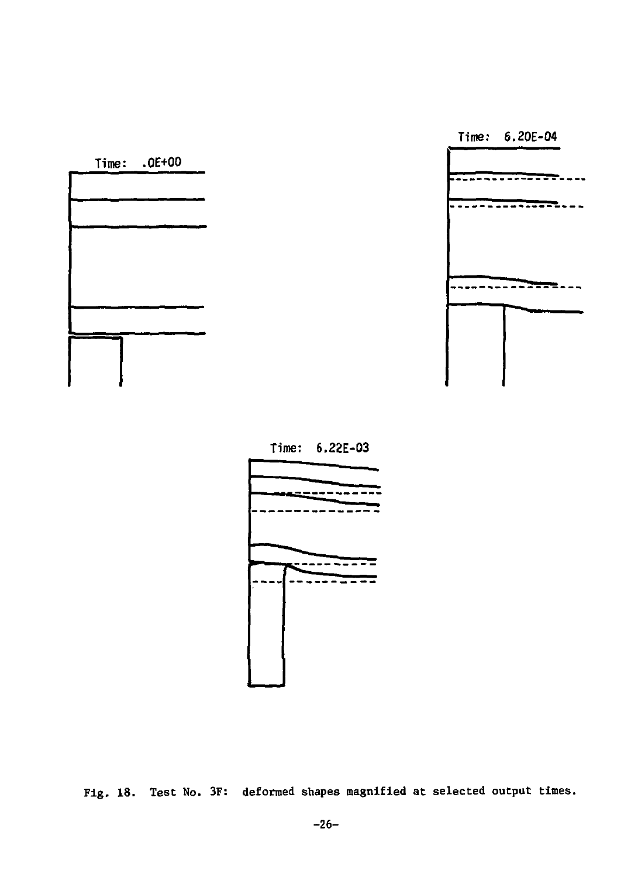Time: .0E+00

Time: 6.20E-04

Time: 6.22E-03

Fig. 18. Test No. 3F: deformed shapes magnified at selected output times.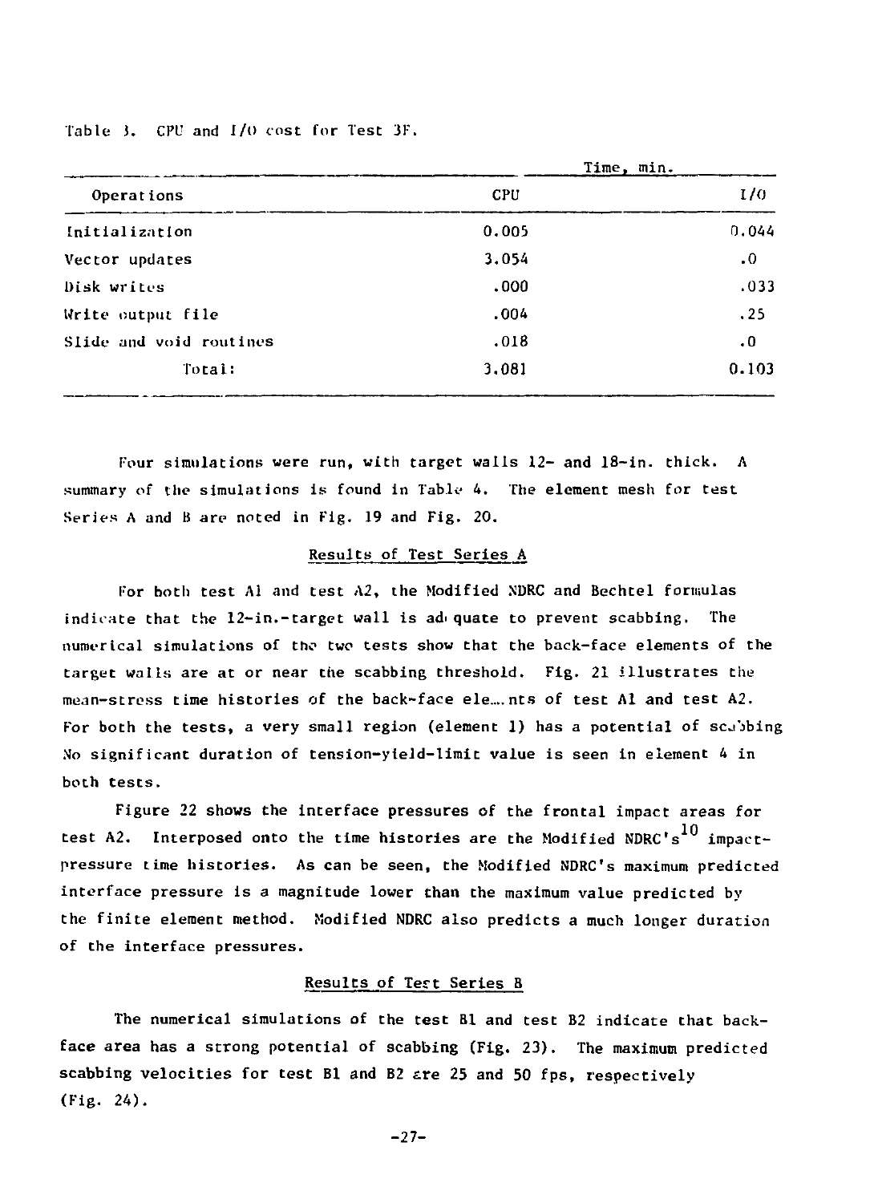Table 3. CPU and I/O cost for Test 3F.

| Operations | Time, min. | |
|---|---|---|
| | CPU | I/O |
| Initialization | 0.005 | 0.044 |
| Vector updates | 3.054 | .0 |
| Disk writes | .000 | .033 |
| Write output file | .004 | .25 |
| Slide and void routines | .018 | .0 |
| Total: | 3.081 | 0.103 |

Four simulations were run, with target walls 12- and 18-in. thick. A summary of the simulations is found in Table 4. The element mesh for test Series A and B are noted in Fig. 19 and Fig. 20.

## Results of Test Series A

For both test A1 and test A2, the Modified NDRC and Bechtel formulas indicate that the 12-in.-target wall is adequate to prevent scabbing. The numerical simulations of the two tests show that the back-face elements of the target walls are at or near the scabbing threshold. Fig. 21 illustrates the mean-stress time histories of the back-face elements of test A1 and test A2. For both the tests, a very small region (element 1) has a potential of scabbing No significant duration of tension-yield-limit value is seen in element 4 in both tests.

Figure 22 shows the interface pressures of the frontal impact areas for test A2. Interposed onto the time histories are the Modified NDRC's[10] impact-pressure time histories. As can be seen, the Modified NDRC's maximum predicted interface pressure is a magnitude lower than the maximum value predicted by the finite element method. Modified NDRC also predicts a much longer duration of the interface pressures.

## Results of Test Series B

The numerical simulations of the test B1 and test B2 indicate that back-face area has a strong potential of scabbing (Fig. 23). The maximum predicted scabbing velocities for test B1 and B2 are 25 and 50 fps, respectively (Fig. 24).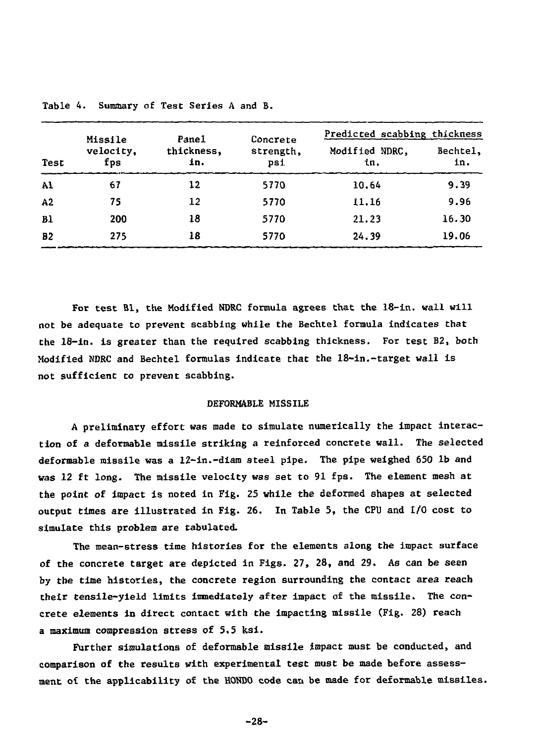Table 4. Summary of Test Series A and B.

| Test | Missile velocity, fps | Panel thickness, in. | Concrete strength, psi | Predicted scabbing thickness | |
|---|---|---|---|---|---|
| | | | | Modified NDRC, in. | Bechtel, in. |
| A1 | 67 | 12 | 5770 | 10.64 | 9.39 |
| A2 | 75 | 12 | 5770 | 11.16 | 9.96 |
| B1 | 200 | 18 | 5770 | 21.23 | 16.30 |
| B2 | 275 | 18 | 5770 | 24.39 | 19.06 |

For test B1, the Modified NDRC formula agrees that the 18-in. wall will not be adequate to prevent scabbing while the Bechtel formula indicates that the 18-in. is greater than the required scabbing thickness. For test B2, both Modified NDRC and Bechtel formulas indicate that the 18-in.-target wall is not sufficient to prevent scabbing.

## DEFORMABLE MISSILE

A preliminary effort was made to simulate numerically the impact interaction of a deformable missile striking a reinforced concrete wall. The selected deformable missile was a 12-in.-diam steel pipe. The pipe weighed 650 lb and was 12 ft long. The missile velocity was set to 91 fps. The element mesh at the point of impact is noted in Fig. 25 while the deformed shapes at selected output times are illustrated in Fig. 26. In Table 5, the CPU and I/O cost to simulate this problem are tabulated.

The mean-stress time histories for the elements along the impact surface of the concrete target are depicted in Figs. 27, 28, and 29. As can be seen by the time histories, the concrete region surrounding the contact area reach their tensile-yield limits immediately after impact of the missile. The concrete elements in direct contact with the impacting missile (Fig. 28) reach a maximum compression stress of 5.5 ksi.

Further simulations of deformable missile impact must be conducted, and comparison of the results with experimental test must be made before assessment of the applicability of the HONDO code can be made for deformable missiles.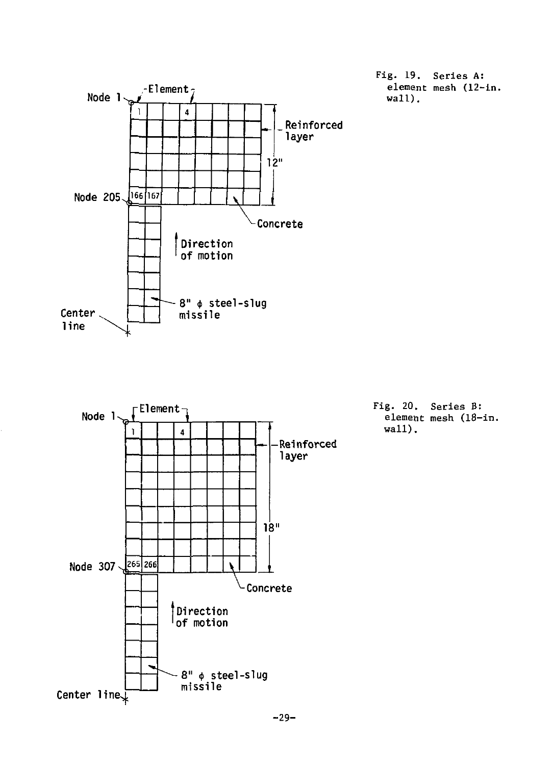Fig. 19. Series A: element mesh (12-in. wall).

Fig. 20. Series B: element mesh (18-in. wall).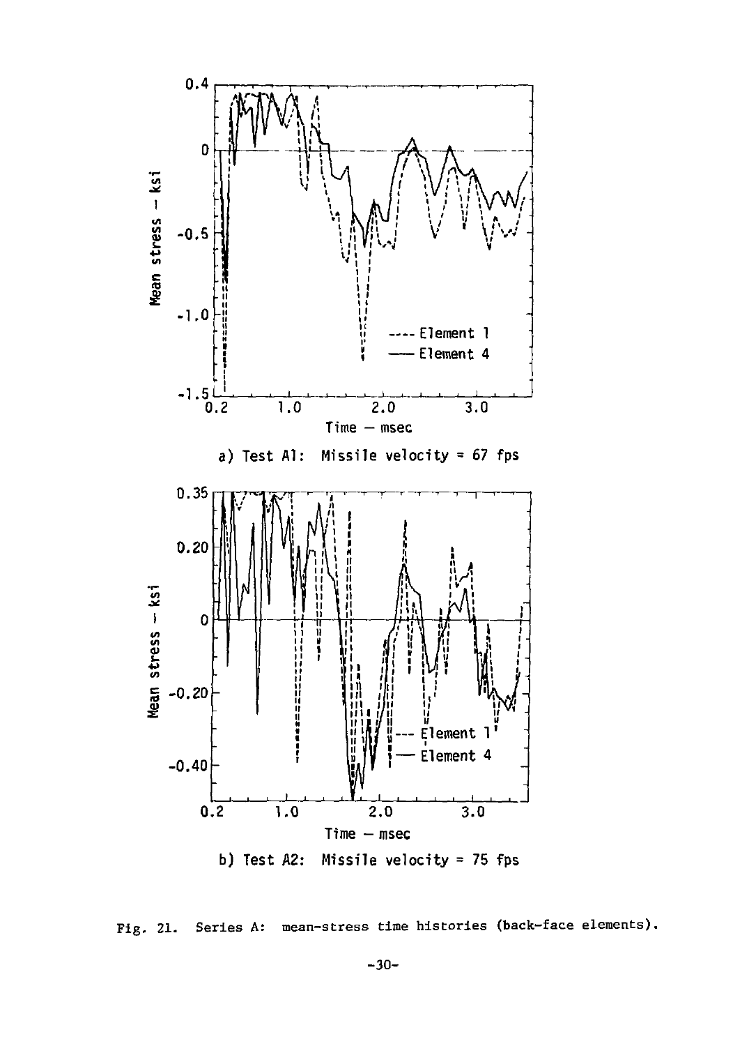a) Test A1: Missile velocity = 67 fps

b) Test A2: Missile velocity = 75 fps

Fig. 21. Series A: mean-stress time histories (back-face elements).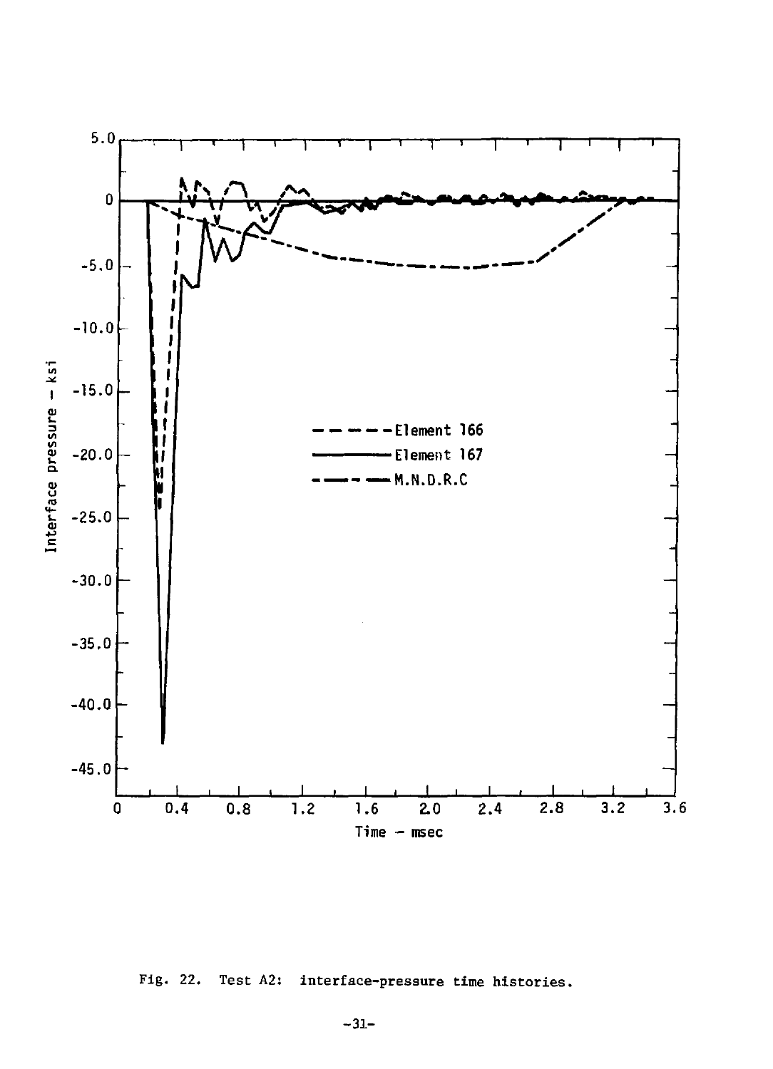Fig. 22. Test A2: interface-pressure time histories.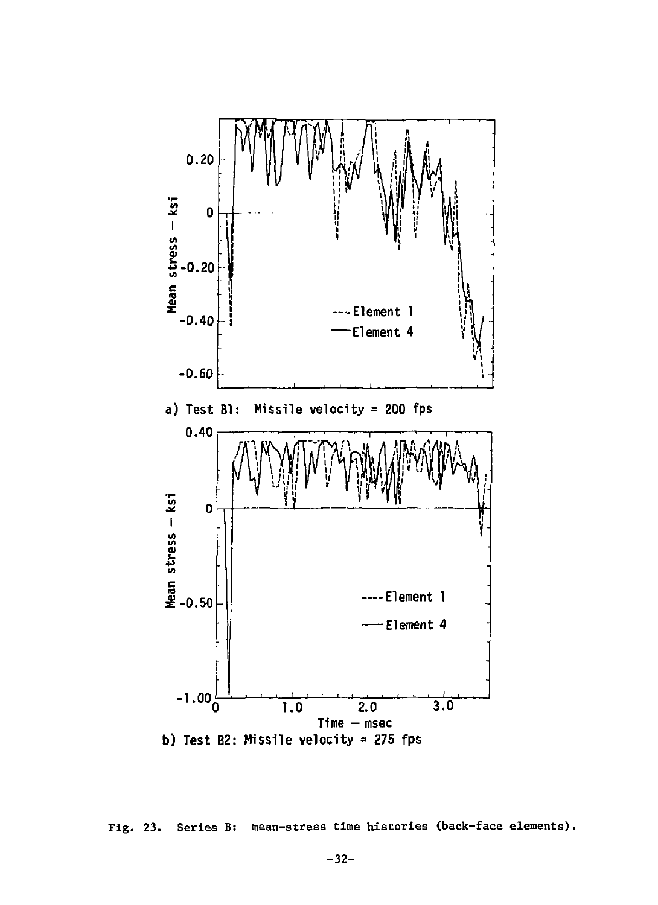a) Test B1: Missile velocity = 200 fps

b) Test B2: Missile velocity = 275 fps

Fig. 23. Series B: mean-stress time histories (back-face elements).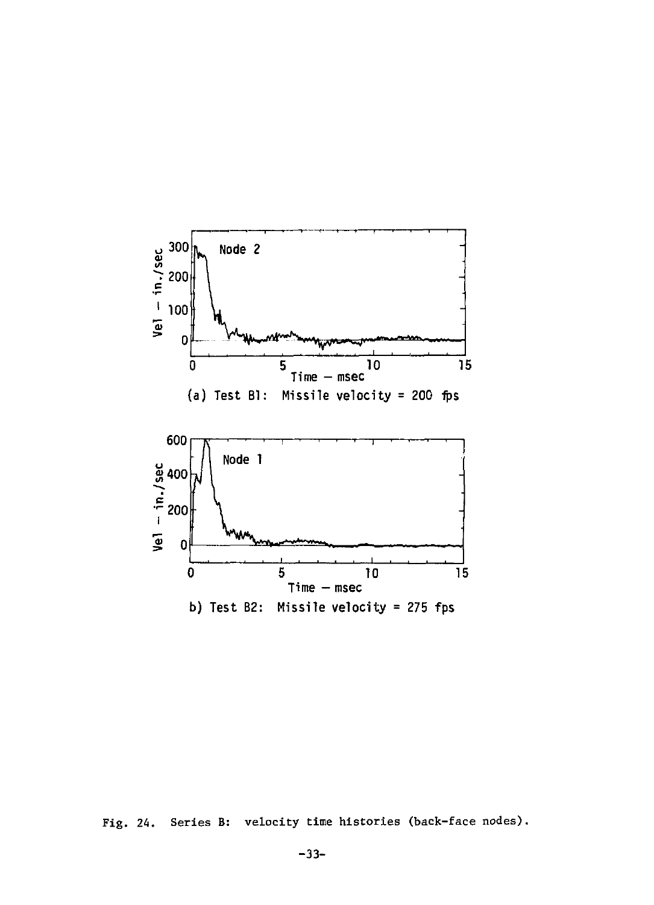(a) Test B1: Missile velocity = 200 fps

b) Test B2: Missile velocity = 275 fps

Fig. 24. Series B: velocity time histories (back-face nodes).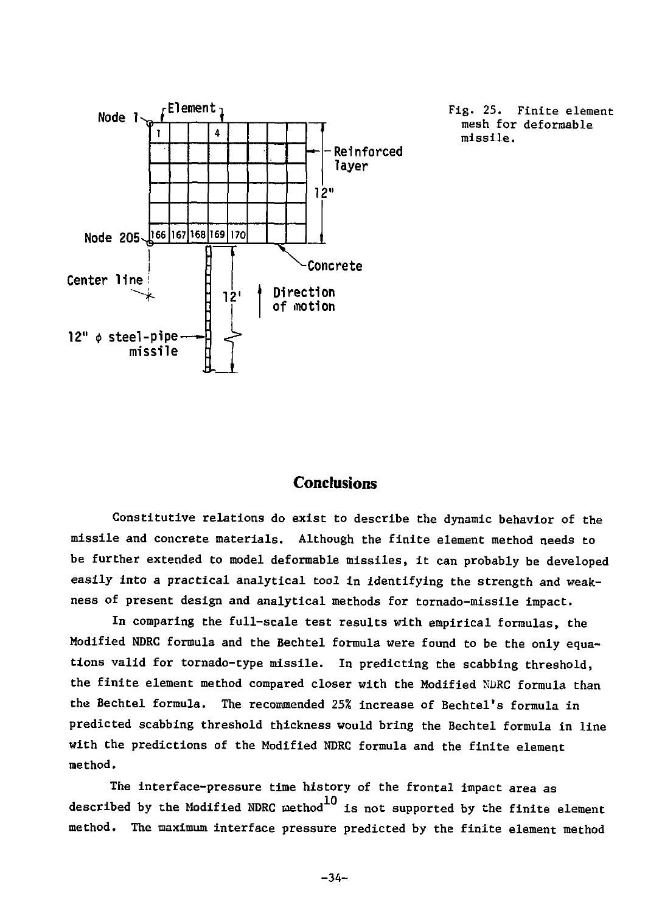Fig. 25. Finite element mesh for deformable missile.

## Conclusions

Constitutive relations do exist to describe the dynamic behavior of the missile and concrete materials. Although the finite element method needs to be further extended to model deformable missiles, it can probably be developed easily into a practical analytical tool in identifying the strength and weakness of present design and analytical methods for tornado-missile impact.

In comparing the full-scale test results with empirical formulas, the Modified NDRC formula and the Bechtel formula were found to be the only equations valid for tornado-type missile. In predicting the scabbing threshold, the finite element method compared closer with the Modified NDRC formula than the Bechtel formula. The recommended 25% increase of Bechtel's formula in predicted scabbing threshold thickness would bring the Bechtel formula in line with the predictions of the Modified NDRC formula and the finite element method.

The interface-pressure time history of the frontal impact area as described by the Modified NDRC method[10] is not supported by the finite element method. The maximum interface pressure predicted by the finite element method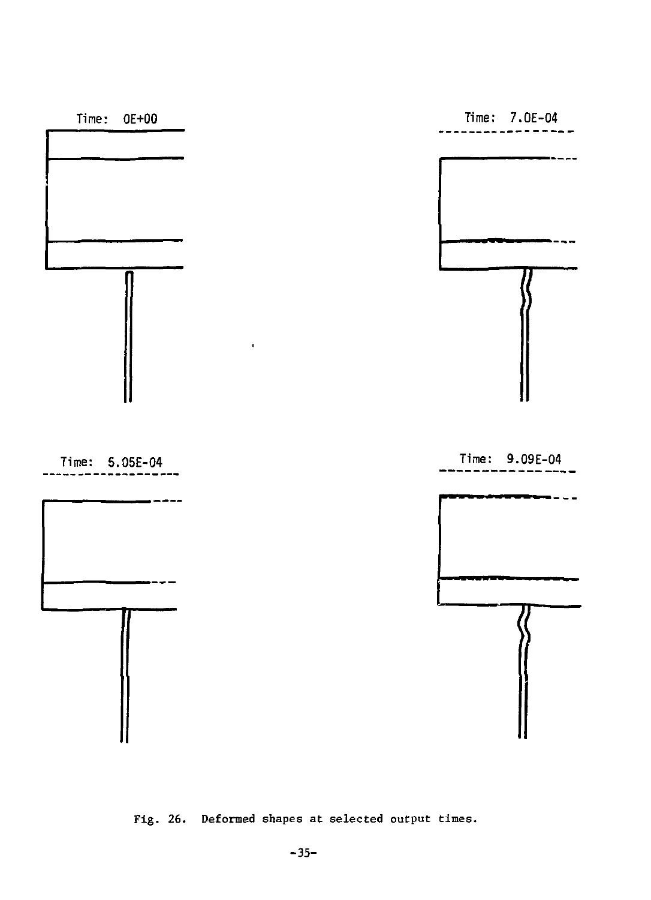Time: 0E+00

Time: 7.0E-04

Time: 5.05E-04

Time: 9.09E-04

Fig. 26. Deformed shapes at selected output times.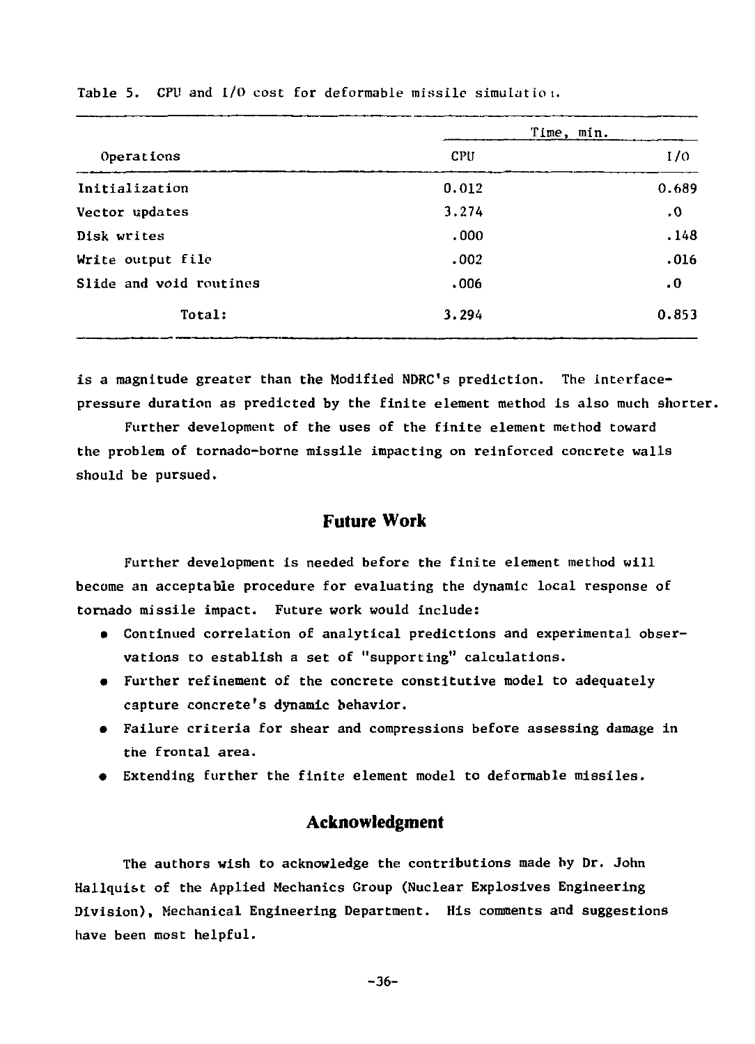Table 5. CPU and I/O cost for deformable missile simulation.

| Operations | Time, min. | |
|---|---|---|
| | CPU | I/O |
| Initialization | 0.012 | 0.689 |
| Vector updates | 3.274 | .0 |
| Disk writes | .000 | .148 |
| Write output file | .002 | .016 |
| Slide and void routines | .006 | .0 |
| Total: | 3.294 | 0.853 |

is a magnitude greater than the Modified NDRC's prediction. The interface-pressure duration as predicted by the finite element method is also much shorter.

Further development of the uses of the finite element method toward the problem of tornado-borne missile impacting on reinforced concrete walls should be pursued.

## Future Work

Further development is needed before the finite element method will become an acceptable procedure for evaluating the dynamic local response of tornado missile impact. Future work would include:

- Continued correlation of analytical predictions and experimental observations to establish a set of "supporting" calculations.
- Further refinement of the concrete constitutive model to adequately capture concrete's dynamic behavior.
- Failure criteria for shear and compressions before assessing damage in the frontal area.
- Extending further the finite element model to deformable missiles.

## Acknowledgment

The authors wish to acknowledge the contributions made by Dr. John Hallquist of the Applied Mechanics Group (Nuclear Explosives Engineering Division), Mechanical Engineering Department. His comments and suggestions have been most helpful.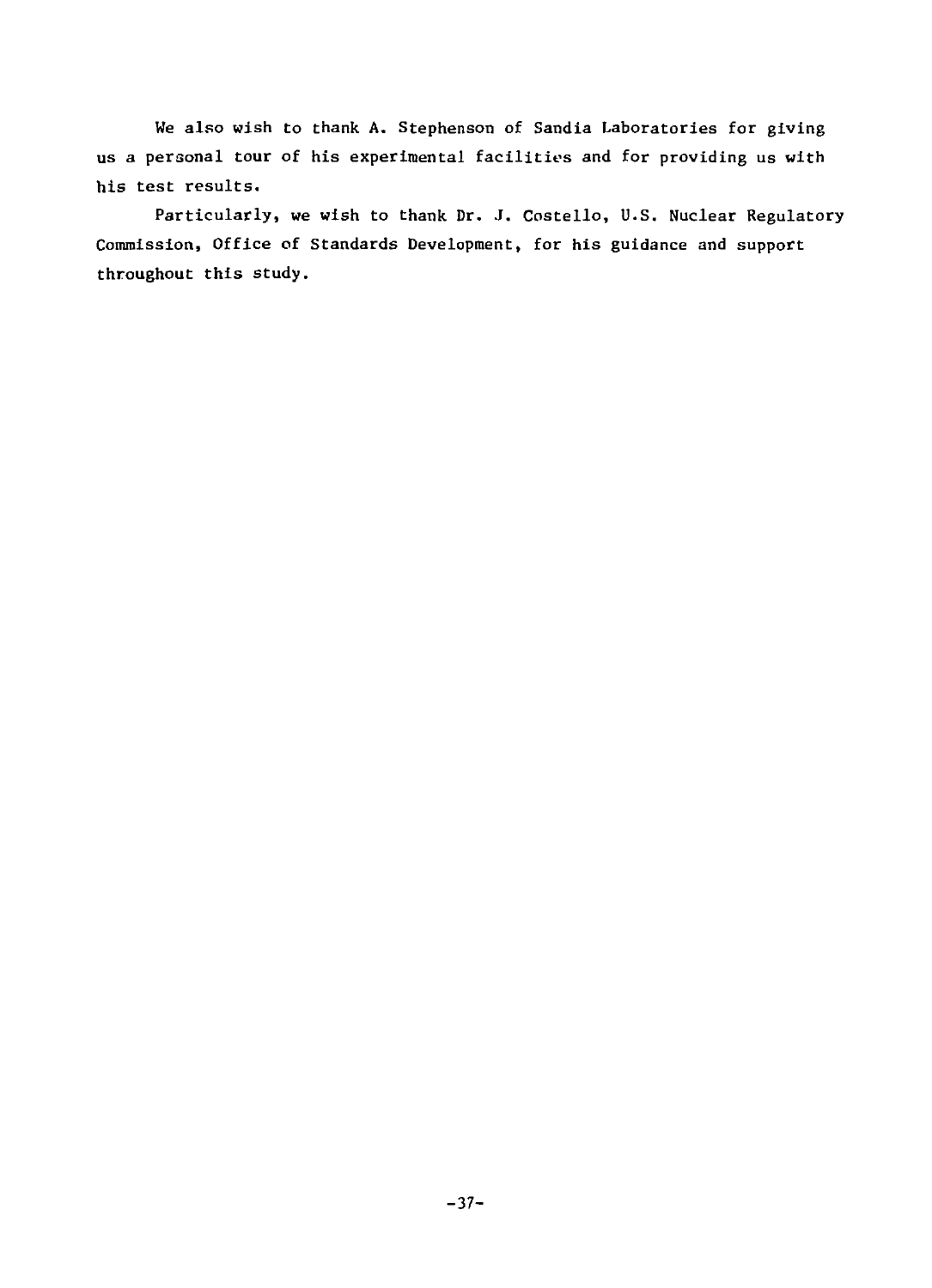We also wish to thank A. Stephenson of Sandia Laboratories for giving us a personal tour of his experimental facilities and for providing us with his test results.

Particularly, we wish to thank Dr. J. Costello, U.S. Nuclear Regulatory Commission, Office of Standards Development, for his guidance and support throughout this study.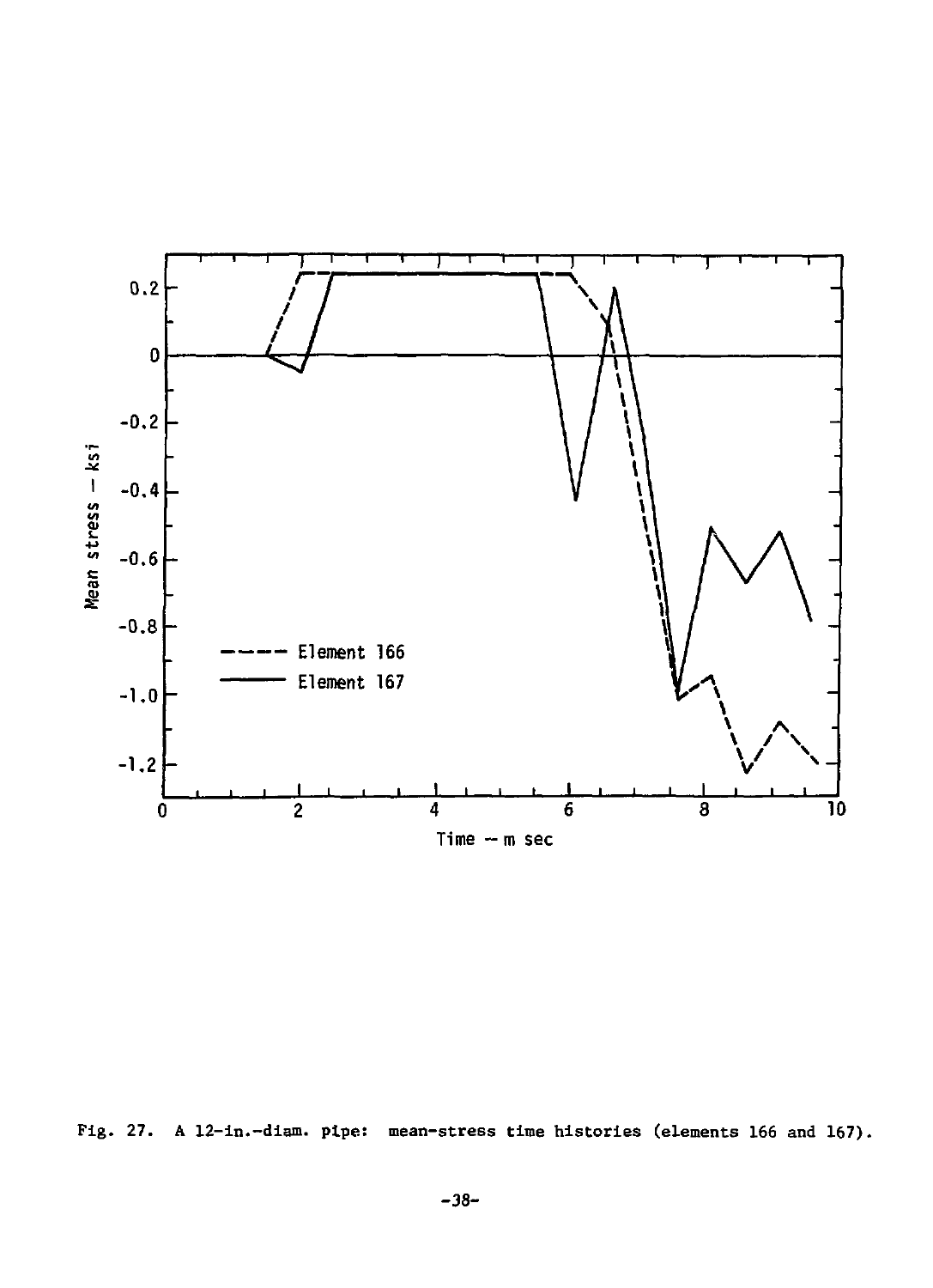Fig. 27. A 12-in.-diam. pipe: mean-stress time histories (elements 166 and 167).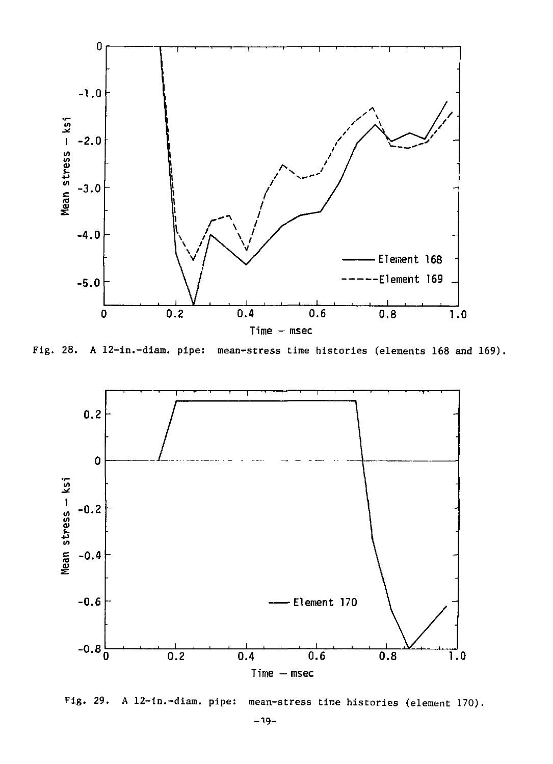Fig. 28. A 12-in.-diam. pipe: mean-stress time histories (elements 168 and 169).

Fig. 29. A 12-in.-diam. pipe: mean-stress time histories (element 170).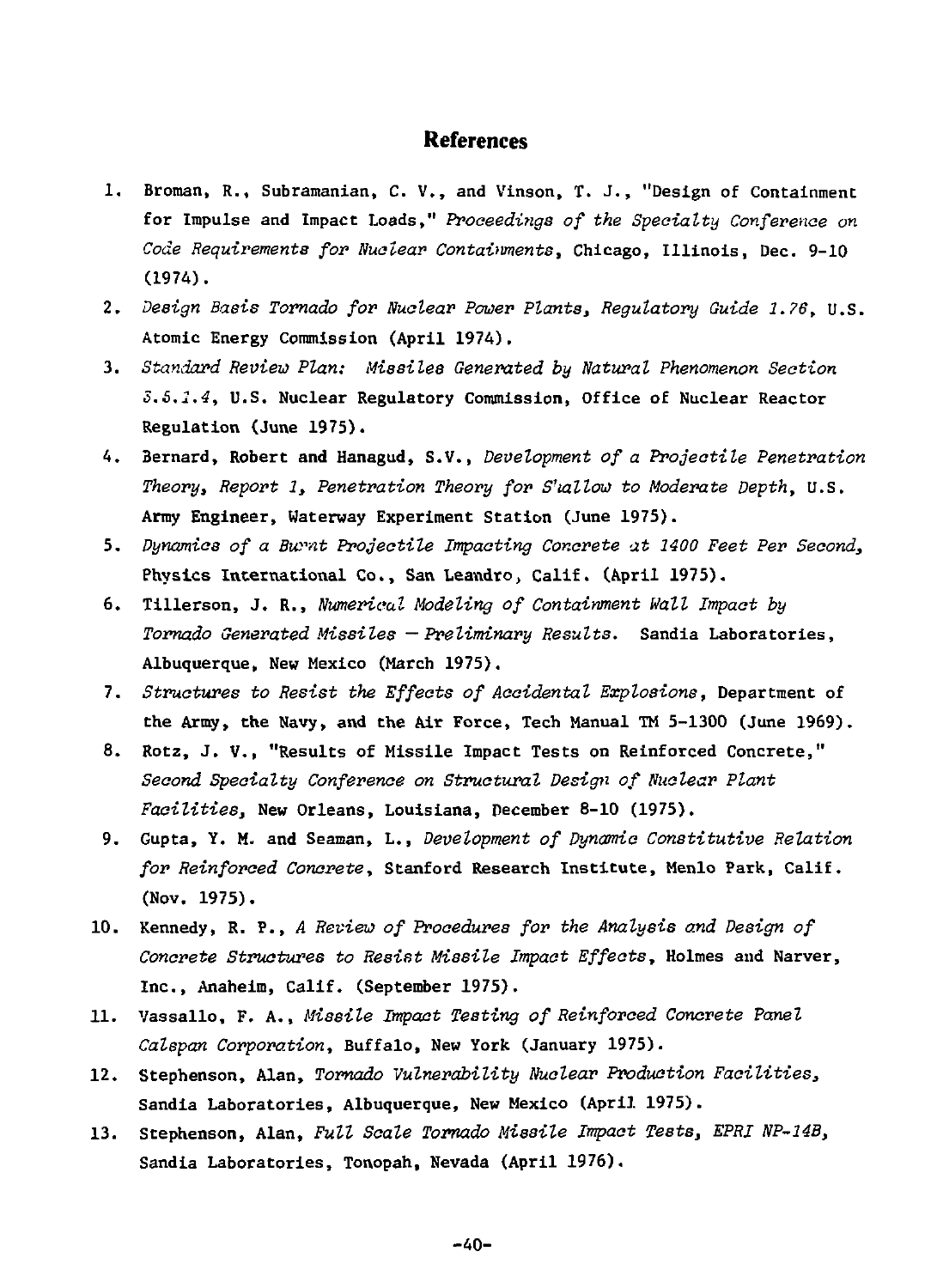## References

1. Broman, R., Subramanian, C. V., and Vinson, T. J., "Design of Containment for Impulse and Impact Loads," *Proceedings of the Specialty Conference on Code Requirements for Nuclear Containments*, Chicago, Illinois, Dec. 9-10 (1974).
2. *Design Basis Tornado for Nuclear Power Plants, Regulatory Guide 1.76*, U.S. Atomic Energy Commission (April 1974).
3. *Standard Review Plan: Missiles Generated by Natural Phenomenon Section 3.5.1.4*, U.S. Nuclear Regulatory Commission, Office of Nuclear Reactor Regulation (June 1975).
4. Bernard, Robert and Hanagud, S.V., *Development of a Projectile Penetration Theory, Report 1, Penetration Theory for Shallow to Moderate Depth*, U.S. Army Engineer, Waterway Experiment Station (June 1975).
5. *Dynamics of a Burnt Projectile Impacting Concrete at 1400 Feet Per Second*, Physics International Co., San Leandro, Calif. (April 1975).
6. Tillerson, J. R., *Numerical Modeling of Containment Wall Impact by Tornado Generated Missiles — Preliminary Results*. Sandia Laboratories, Albuquerque, New Mexico (March 1975).
7. *Structures to Resist the Effects of Accidental Explosions*, Department of the Army, the Navy, and the Air Force, Tech Manual TM 5-1300 (June 1969).
8. Rotz, J. V., "Results of Missile Impact Tests on Reinforced Concrete," *Second Specialty Conference on Structural Design of Nuclear Plant Facilities*, New Orleans, Louisiana, December 8-10 (1975).
9. Gupta, Y. M. and Seaman, L., *Development of Dynamic Constitutive Relation for Reinforced Concrete*, Stanford Research Institute, Menlo Park, Calif. (Nov. 1975).
10. Kennedy, R. P., *A Review of Procedures for the Analysis and Design of Concrete Structures to Resist Missile Impact Effects*, Holmes and Narver, Inc., Anaheim, Calif. (September 1975).
11. Vassallo, F. A., *Missile Impact Testing of Reinforced Concrete Panel Calspan Corporation*, Buffalo, New York (January 1975).
12. Stephenson, Alan, *Tornado Vulnerability Nuclear Production Facilities*, Sandia Laboratories, Albuquerque, New Mexico (April 1975).
13. Stephenson, Alan, *Full Scale Tornado Missile Impact Tests, EPRI NP-148*, Sandia Laboratories, Tonopah, Nevada (April 1976).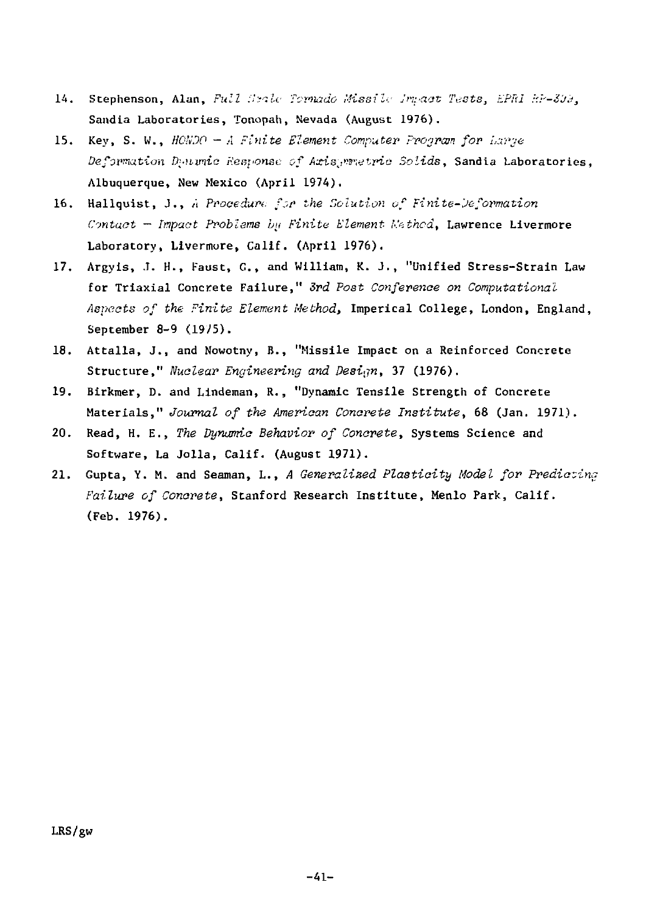14. Stephenson, Alan, *Full Scale Tornado Missile Impact Tests, EPRI RP-399*, Sandia Laboratories, Tonopah, Nevada (August 1976).
15. Key, S. W., *HONDO – A Finite Element Computer Program for Large Deformation Dynamic Response of Axisymmetric Solids*, Sandia Laboratories, Albuquerque, New Mexico (April 1974).
16. Hallquist, J., *A Procedure for the Solution of Finite-Deformation Contact – Impact Problems by Finite Element Method*, Lawrence Livermore Laboratory, Livermore, Calif. (April 1976).
17. Argyis, J. H., Faust, G., and William, K. J., "Unified Stress-Strain Law for Triaxial Concrete Failure," *3rd Post Conference on Computational Aspects of the Finite Element Method*, Imperical College, London, England, September 8-9 (1975).
18. Attalla, J., and Nowotny, B., "Missile Impact on a Reinforced Concrete Structure," *Nuclear Engineering and Design*, 37 (1976).
19. Birkmer, D. and Lindeman, R., "Dynamic Tensile Strength of Concrete Materials," *Journal of the American Concrete Institute*, 68 (Jan. 1971).
20. Read, H. E., *The Dynamic Behavior of Concrete*, Systems Science and Software, La Jolla, Calif. (August 1971).
21. Gupta, Y. M. and Seaman, L., *A Generalized Plasticity Model for Predicting Failure of Concrete*, Stanford Research Institute, Menlo Park, Calif. (Feb. 1976).

LRS/gw